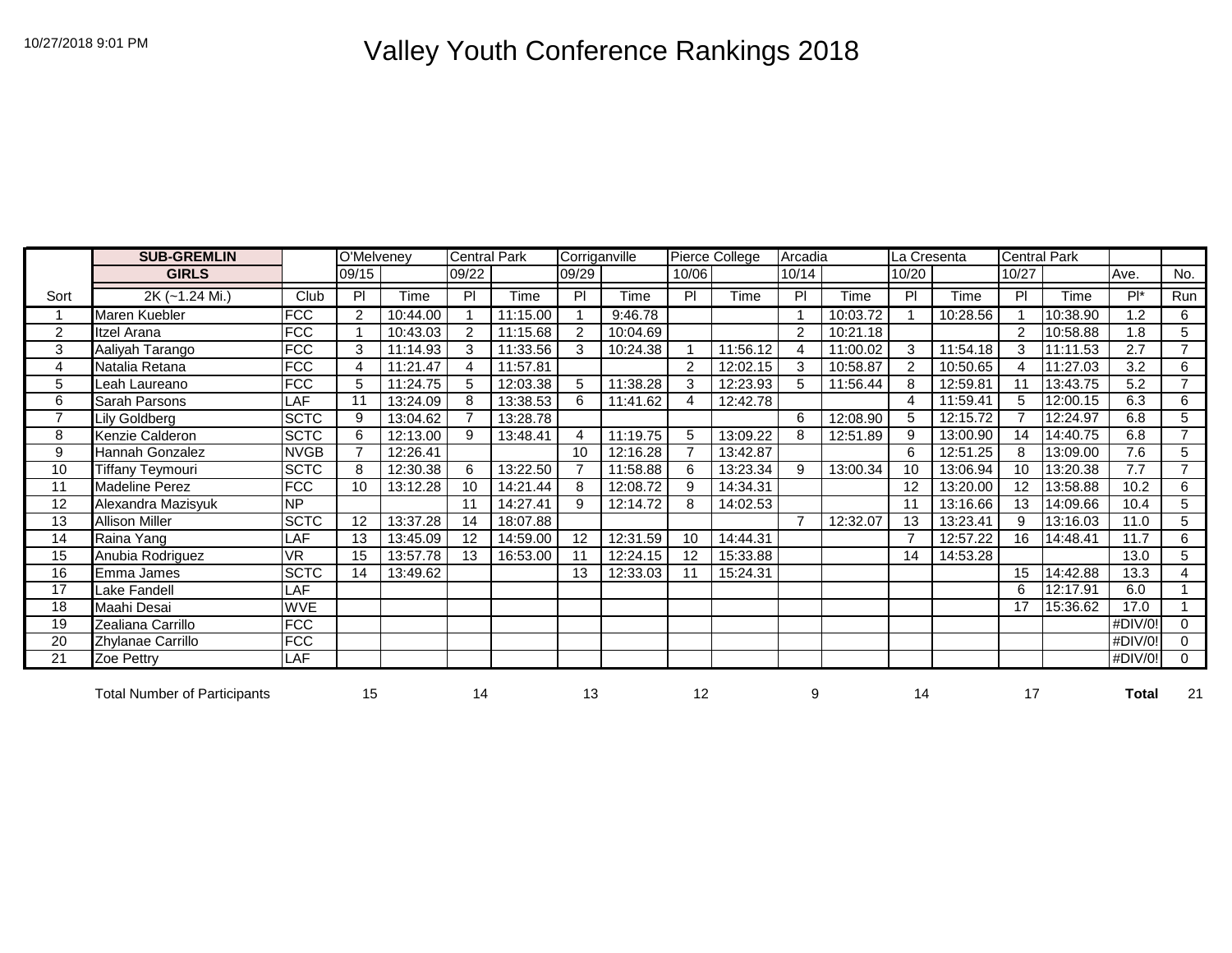10/27/2018 9:01 PM

# Valley Youth Conference Rankings 2018

| | SUB-GREMLIN | | O'Melveney | | Central Park | | Corriganville | | Pierce College | | Arcadia | | La Cresenta | | Central Park | | | |
|---|---|---|---|---|---|---|---|---|---|---|---|---|---|---|---|---|---|---|
| | GIRLS | | 09/15 | | 09/22 | | 09/29 | | 10/06 | | 10/14 | | 10/20 | | 10/27 | | Ave. | No. |
| Sort | 2K (~1.24 Mi.) | Club | Pl | Time | Pl | Time | Pl | Time | Pl | Time | Pl | Time | Pl | Time | Pl | Time | Pl* | Run |
| 1 | Maren Kuebler | FCC | 2 | 10:44.00 | 1 | 11:15.00 | 1 | 9:46.78 | | | 1 | 10:03.72 | 1 | 10:28.56 | 1 | 10:38.90 | 1.2 | 6 |
| 2 | Itzel Arana | FCC | 1 | 10:43.03 | 2 | 11:15.68 | 2 | 10:04.69 | | | 2 | 10:21.18 | | | 2 | 10:58.88 | 1.8 | 5 |
| 3 | Aaliyah Tarango | FCC | 3 | 11:14.93 | 3 | 11:33.56 | 3 | 10:24.38 | 1 | 11:56.12 | 4 | 11:00.02 | 3 | 11:54.18 | 3 | 11:11.53 | 2.7 | 7 |
| 4 | Natalia Retana | FCC | 4 | 11:21.47 | 4 | 11:57.81 | | | 2 | 12:02.15 | 3 | 10:58.87 | 2 | 10:50.65 | 4 | 11:27.03 | 3.2 | 6 |
| 5 | Leah Laureano | FCC | 5 | 11:24.75 | 5 | 12:03.38 | 5 | 11:38.28 | 3 | 12:23.93 | 5 | 11:56.44 | 8 | 12:59.81 | 11 | 13:43.75 | 5.2 | 7 |
| 6 | Sarah Parsons | LAF | 11 | 13:24.09 | 8 | 13:38.53 | 6 | 11:41.62 | 4 | 12:42.78 | | | 4 | 11:59.41 | 5 | 12:00.15 | 6.3 | 6 |
| 7 | Lily Goldberg | SCTC | 9 | 13:04.62 | 7 | 13:28.78 | | | | | 6 | 12:08.90 | 5 | 12:15.72 | 7 | 12:24.97 | 6.8 | 5 |
| 8 | Kenzie Calderon | SCTC | 6 | 12:13.00 | 9 | 13:48.41 | 4 | 11:19.75 | 5 | 13:09.22 | 8 | 12:51.89 | 9 | 13:00.90 | 14 | 14:40.75 | 6.8 | 7 |
| 9 | Hannah Gonzalez | NVGB | 7 | 12:26.41 | | | 10 | 12:16.28 | 7 | 13:42.87 | | | 6 | 12:51.25 | 8 | 13:09.00 | 7.6 | 5 |
| 10 | Tiffany Teymouri | SCTC | 8 | 12:30.38 | 6 | 13:22.50 | 7 | 11:58.88 | 6 | 13:23.34 | 9 | 13:00.34 | 10 | 13:06.94 | 10 | 13:20.38 | 7.7 | 7 |
| 11 | Madeline Perez | FCC | 10 | 13:12.28 | 10 | 14:21.44 | 8 | 12:08.72 | 9 | 14:34.31 | | | 12 | 13:20.00 | 12 | 13:58.88 | 10.2 | 6 |
| 12 | Alexandra Mazisyuk | NP | | | 11 | 14:27.41 | 9 | 12:14.72 | 8 | 14:02.53 | | | 11 | 13:16.66 | 13 | 14:09.66 | 10.4 | 5 |
| 13 | Allison Miller | SCTC | 12 | 13:37.28 | 14 | 18:07.88 | | | | | 7 | 12:32.07 | 13 | 13:23.41 | 9 | 13:16.03 | 11.0 | 5 |
| 14 | Raina Yang | LAF | 13 | 13:45.09 | 12 | 14:59.00 | 12 | 12:31.59 | 10 | 14:44.31 | | | 7 | 12:57.22 | 16 | 14:48.41 | 11.7 | 6 |
| 15 | Anubia Rodriguez | VR | 15 | 13:57.78 | 13 | 16:53.00 | 11 | 12:24.15 | 12 | 15:33.88 | | | 14 | 14:53.28 | | | 13.0 | 5 |
| 16 | Emma James | SCTC | 14 | 13:49.62 | | | 13 | 12:33.03 | 11 | 15:24.31 | | | | | 15 | 14:42.88 | 13.3 | 4 |
| 17 | Lake Fandell | LAF | | | | | | | | | | | | | 6 | 12:17.91 | 6.0 | 1 |
| 18 | Maahi Desai | WVE | | | | | | | | | | | | | 17 | 15:36.62 | 17.0 | 1 |
| 19 | Zealiana Carrillo | FCC | | | | | | | | | | | | | | | #DIV/0! | 0 |
| 20 | Zhylanae Carrillo | FCC | | | | | | | | | | | | | | | #DIV/0! | 0 |
| 21 | Zoe Pettry | LAF | | | | | | | | | | | | | | | #DIV/0! | 0 |
| | Total Number of Participants | | 15 | | 14 | | 13 | | 12 | | 9 | | 14 | | 17 | | **Total** | 21 |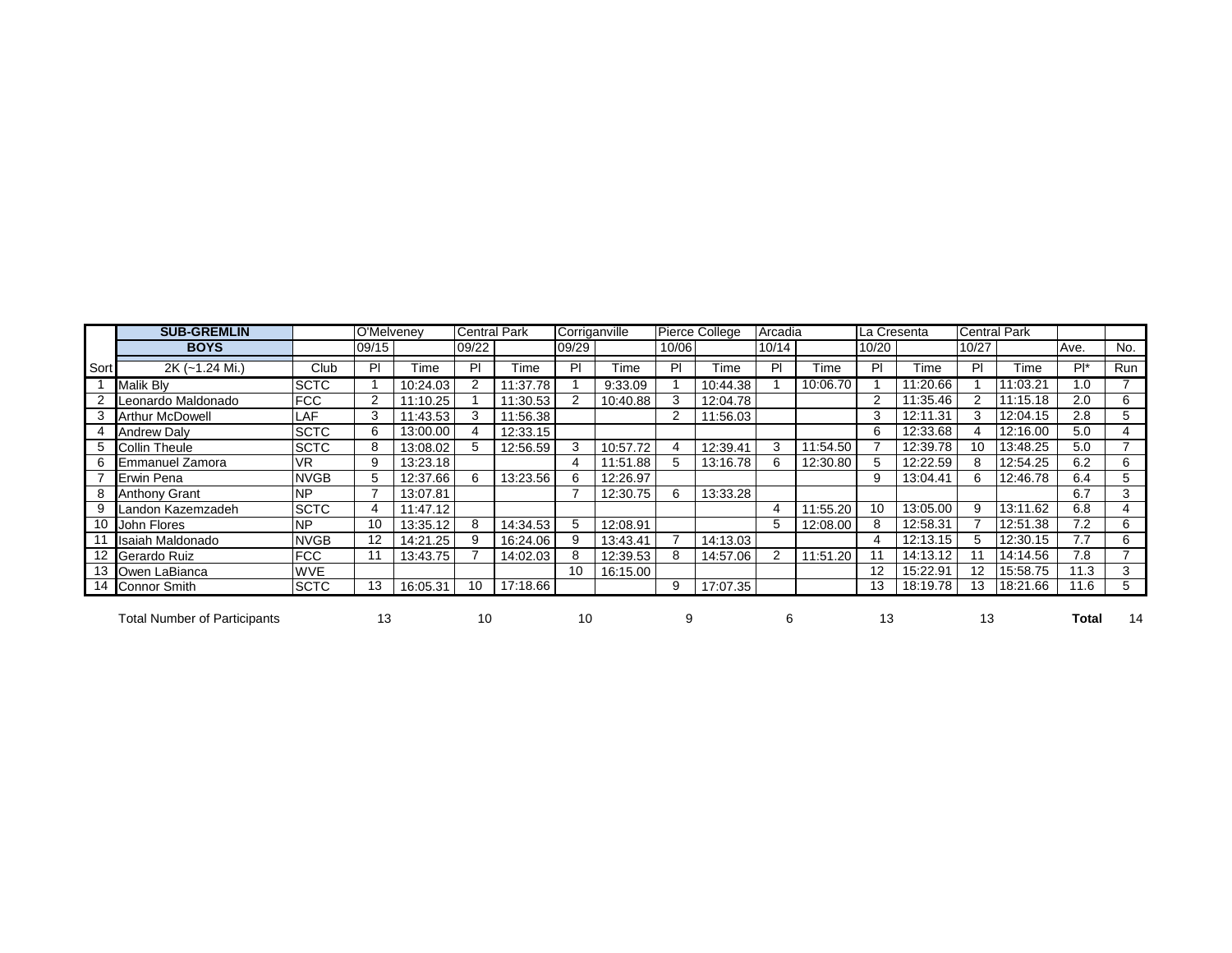| Sort | SUB-GREMLIN BOYS 2K (~1.24 Mi.) | Club | O'Melveney 09/15 Pl | Time | Central Park 09/22 Pl | Time | Corriganville 09/29 Pl | Time | Pierce College 10/06 Pl | Time | Arcadia 10/14 Pl | Time | La Cresenta 10/20 Pl | Time | Central Park 10/27 Pl | Time | Ave. Pl* | No. Run |
|---|---|---|---|---|---|---|---|---|---|---|---|---|---|---|---|---|---|---|
| 1 | Malik Bly | SCTC | 1 | 10:24.03 | 2 | 11:37.78 | 1 | 9:33.09 | 1 | 10:44.38 | 1 | 10:06.70 | 1 | 11:20.66 | 1 | 11:03.21 | 1.0 | 7 |
| 2 | Leonardo Maldonado | FCC | 2 | 11:10.25 | 1 | 11:30.53 | 2 | 10:40.88 | 3 | 12:04.78 | | | 2 | 11:35.46 | 2 | 11:15.18 | 2.0 | 6 |
| 3 | Arthur McDowell | LAF | 3 | 11:43.53 | 3 | 11:56.38 | | | 2 | 11:56.03 | | | 3 | 12:11.31 | 3 | 12:04.15 | 2.8 | 5 |
| 4 | Andrew Daly | SCTC | 6 | 13:00.00 | 4 | 12:33.15 | | | | | | | 6 | 12:33.68 | 4 | 12:16.00 | 5.0 | 4 |
| 5 | Collin Theule | SCTC | 8 | 13:08.02 | 5 | 12:56.59 | 3 | 10:57.72 | 4 | 12:39.41 | 3 | 11:54.50 | 7 | 12:39.78 | 10 | 13:48.25 | 5.0 | 7 |
| 6 | Emmanuel Zamora | VR | 9 | 13:23.18 | | | 4 | 11:51.88 | 5 | 13:16.78 | 6 | 12:30.80 | 5 | 12:22.59 | 8 | 12:54.25 | 6.2 | 6 |
| 7 | Erwin Pena | NVGB | 5 | 12:37.66 | 6 | 13:23.56 | 6 | 12:26.97 | | | | | 9 | 13:04.41 | 6 | 12:46.78 | 6.4 | 5 |
| 8 | Anthony Grant | NP | 7 | 13:07.81 | | | 7 | 12:30.75 | 6 | 13:33.28 | | | | | | | 6.7 | 3 |
| 9 | Landon Kazemzadeh | SCTC | 4 | 11:47.12 | | | | | | | 4 | 11:55.20 | 10 | 13:05.00 | 9 | 13:11.62 | 6.8 | 4 |
| 10 | John Flores | NP | 10 | 13:35.12 | 8 | 14:34.53 | 5 | 12:08.91 | | | 5 | 12:08.00 | 8 | 12:58.31 | 7 | 12:51.38 | 7.2 | 6 |
| 11 | Isaiah Maldonado | NVGB | 12 | 14:21.25 | 9 | 16:24.06 | 9 | 13:43.41 | 7 | 14:13.03 | | | 4 | 12:13.15 | 5 | 12:30.15 | 7.7 | 6 |
| 12 | Gerardo Ruiz | FCC | 11 | 13:43.75 | 7 | 14:02.03 | 8 | 12:39.53 | 8 | 14:57.06 | 2 | 11:51.20 | 11 | 14:13.12 | 11 | 14:14.56 | 7.8 | 7 |
| 13 | Owen LaBianca | WVE | | | | | 10 | 16:15.00 | | | | | 12 | 15:22.91 | 12 | 15:58.75 | 11.3 | 3 |
| 14 | Connor Smith | SCTC | 13 | 16:05.31 | 10 | 17:18.66 | | | 9 | 17:07.35 | | | 13 | 18:19.78 | 13 | 18:21.66 | 11.6 | 5 |
| | Total Number of Participants | | 13 | | 10 | | 10 | | 9 | | 6 | | 13 | | 13 | | **Total** | 14 |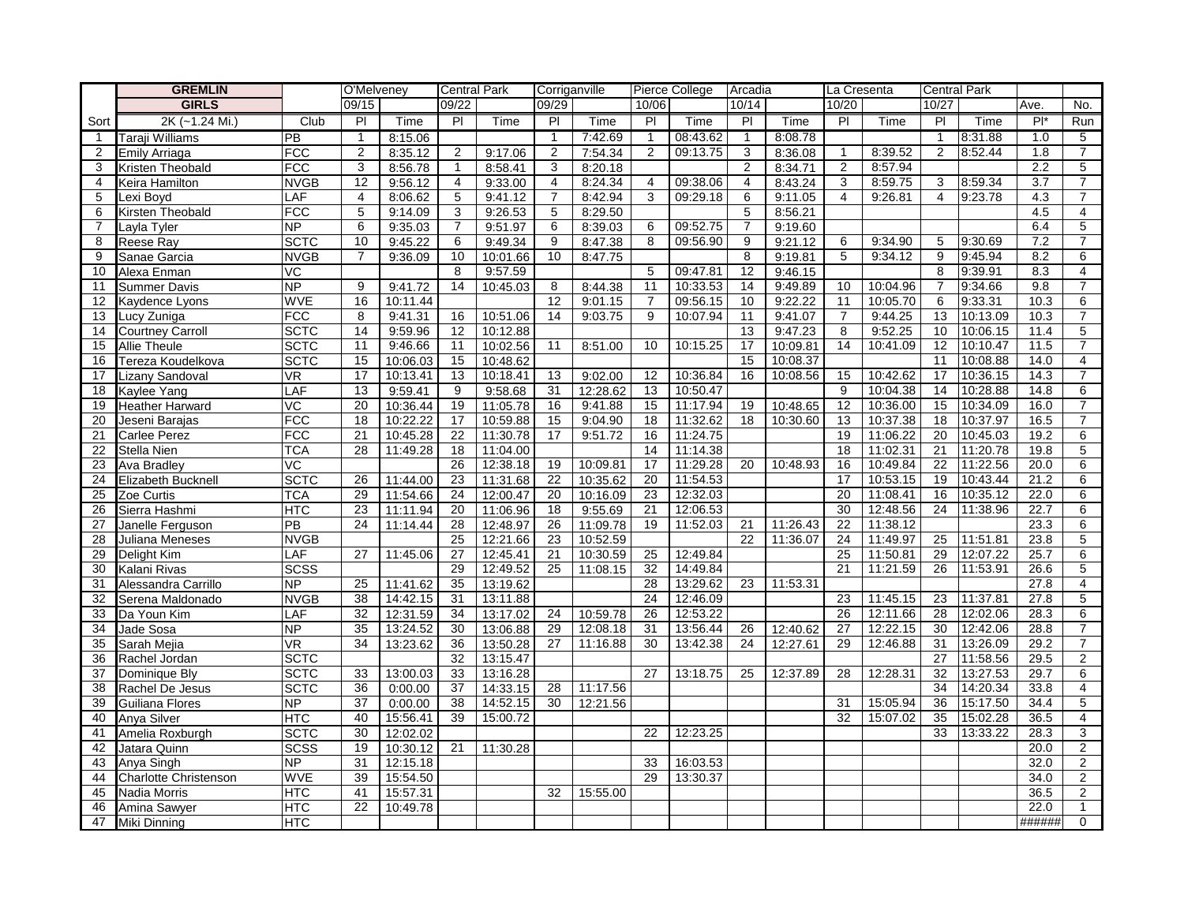| | GREMLIN | | O'Melveney | | Central Park | | Corriganville | | Pierce College | | Arcadia | | La Cresenta | | Central Park | | | |
|---|---|---|---|---|---|---|---|---|---|---|---|---|---|---|---|---|---|---|
| | GIRLS | | 09/15 | | 09/22 | | 09/29 | | 10/06 | | 10/14 | | 10/20 | | 10/27 | | Ave. | No. |
| Sort | 2K (~1.24 Mi.) | Club | Pl | Time | Pl | Time | Pl | Time | Pl | Time | Pl | Time | Pl | Time | Pl | Time | Pl* | Run |
| 1 | Taraji Williams | PB | 1 | 8:15.06 | | | 1 | 7:42.69 | 1 | 08:43.62 | 1 | 8:08.78 | | | 1 | 8:31.88 | 1.0 | 5 |
| 2 | Emily Arriaga | FCC | 2 | 8:35.12 | 2 | 9:17.06 | 2 | 7:54.34 | 2 | 09:13.75 | 3 | 8:36.08 | 1 | 8:39.52 | 2 | 8:52.44 | 1.8 | 7 |
| 3 | Kristen Theobald | FCC | 3 | 8:56.78 | 1 | 8:58.41 | 3 | 8:20.18 | | | 2 | 8:34.71 | 2 | 8:57.94 | | | 2.2 | 5 |
| 4 | Keira Hamilton | NVGB | 12 | 9:56.12 | 4 | 9:33.00 | 4 | 8:24.34 | 4 | 09:38.06 | 4 | 8:43.24 | 3 | 8:59.75 | 3 | 8:59.34 | 3.7 | 7 |
| 5 | Lexi Boyd | LAF | 4 | 8:06.62 | 5 | 9:41.12 | 7 | 8:42.94 | 3 | 09:29.18 | 6 | 9:11.05 | 4 | 9:26.81 | 4 | 9:23.78 | 4.3 | 7 |
| 6 | Kirsten Theobald | FCC | 5 | 9:14.09 | 3 | 9:26.53 | 5 | 8:29.50 | | | 5 | 8:56.21 | | | | | 4.5 | 4 |
| 7 | Layla Tyler | NP | 6 | 9:35.03 | 7 | 9:51.97 | 6 | 8:39.03 | 6 | 09:52.75 | 7 | 9:19.60 | | | | | 6.4 | 5 |
| 8 | Reese Ray | SCTC | 10 | 9:45.22 | 6 | 9:49.34 | 9 | 8:47.38 | 8 | 09:56.90 | 9 | 9:21.12 | 6 | 9:34.90 | 5 | 9:30.69 | 7.2 | 7 |
| 9 | Sanae Garcia | NVGB | 7 | 9:36.09 | 10 | 10:01.66 | 10 | 8:47.75 | | | 8 | 9:19.81 | 5 | 9:34.12 | 9 | 9:45.94 | 8.2 | 6 |
| 10 | Alexa Enman | VC | | | 8 | 9:57.59 | | | 5 | 09:47.81 | 12 | 9:46.15 | | | 8 | 9:39.91 | 8.3 | 4 |
| 11 | Summer Davis | NP | 9 | 9:41.72 | 14 | 10:45.03 | 8 | 8:44.38 | 11 | 10:33.53 | 14 | 9:49.89 | 10 | 10:04.96 | 7 | 9:34.66 | 9.8 | 7 |
| 12 | Kaydence Lyons | WVE | 16 | 10:11.44 | | | 12 | 9:01.15 | 7 | 09:56.15 | 10 | 9:22.22 | 11 | 10:05.70 | 6 | 9:33.31 | 10.3 | 6 |
| 13 | Lucy Zuniga | FCC | 8 | 9:41.31 | 16 | 10:51.06 | 14 | 9:03.75 | 9 | 10:07.94 | 11 | 9:41.07 | 7 | 9:44.25 | 13 | 10:13.09 | 10.3 | 7 |
| 14 | Courtney Carroll | SCTC | 14 | 9:59.96 | 12 | 10:12.88 | | | | | 13 | 9:47.23 | 8 | 9:52.25 | 10 | 10:06.15 | 11.4 | 5 |
| 15 | Allie Theule | SCTC | 11 | 9:46.66 | 11 | 10:02.56 | 11 | 8:51.00 | 10 | 10:15.25 | 17 | 10:09.81 | 14 | 10:41.09 | 12 | 10:10.47 | 11.5 | 7 |
| 16 | Tereza Koudelkova | SCTC | 15 | 10:06.03 | 15 | 10:48.62 | | | | | 15 | 10:08.37 | | | 11 | 10:08.88 | 14.0 | 4 |
| 17 | Lizany Sandoval | VR | 17 | 10:13.41 | 13 | 10:18.41 | 13 | 9:02.00 | 12 | 10:36.84 | 16 | 10:08.56 | 15 | 10:42.62 | 17 | 10:36.15 | 14.3 | 7 |
| 18 | Kaylee Yang | LAF | 13 | 9:59.41 | 9 | 9:58.68 | 31 | 12:28.62 | 13 | 10:50.47 | | | 9 | 10:04.38 | 14 | 10:28.88 | 14.8 | 6 |
| 19 | Heather Harward | VC | 20 | 10:36.44 | 19 | 11:05.78 | 16 | 9:41.88 | 15 | 11:17.94 | 19 | 10:48.65 | 12 | 10:36.00 | 15 | 10:34.09 | 16.0 | 7 |
| 20 | Jeseni Barajas | FCC | 18 | 10:22.22 | 17 | 10:59.88 | 15 | 9:04.90 | 18 | 11:32.62 | 18 | 10:30.60 | 13 | 10:37.38 | 18 | 10:37.97 | 16.5 | 7 |
| 21 | Carlee Perez | FCC | 21 | 10:45.28 | 22 | 11:30.78 | 17 | 9:51.72 | 16 | 11:24.75 | | | 19 | 11:06.22 | 20 | 10:45.03 | 19.2 | 6 |
| 22 | Stella Nien | TCA | 28 | 11:49.28 | 18 | 11:04.00 | | | 14 | 11:14.38 | | | 18 | 11:02.31 | 21 | 11:20.78 | 19.8 | 5 |
| 23 | Ava Bradley | VC | | | 26 | 12:38.18 | 19 | 10:09.81 | 17 | 11:29.28 | 20 | 10:48.93 | 16 | 10:49.84 | 22 | 11:22.56 | 20.0 | 6 |
| 24 | Elizabeth Bucknell | SCTC | 26 | 11:44.00 | 23 | 11:31.68 | 22 | 10:35.62 | 20 | 11:54.53 | | | 17 | 10:53.15 | 19 | 10:43.44 | 21.2 | 6 |
| 25 | Zoe Curtis | TCA | 29 | 11:54.66 | 24 | 12:00.47 | 20 | 10:16.09 | 23 | 12:32.03 | | | 20 | 11:08.41 | 16 | 10:35.12 | 22.0 | 6 |
| 26 | Sierra Hashmi | HTC | 23 | 11:11.94 | 20 | 11:06.96 | 18 | 9:55.69 | 21 | 12:06.53 | | | 30 | 12:48.56 | 24 | 11:38.96 | 22.7 | 6 |
| 27 | Janelle Ferguson | PB | 24 | 11:14.44 | 28 | 12:48.97 | 26 | 11:09.78 | 19 | 11:52.03 | 21 | 11:26.43 | 22 | 11:38.12 | | | 23.3 | 6 |
| 28 | Juliana Meneses | NVGB | | | 25 | 12:21.66 | 23 | 10:52.59 | | | 22 | 11:36.07 | 24 | 11:49.97 | 25 | 11:51.81 | 23.8 | 5 |
| 29 | Delight Kim | LAF | 27 | 11:45.06 | 27 | 12:45.41 | 21 | 10:30.59 | 25 | 12:49.84 | | | 25 | 11:50.81 | 29 | 12:07.22 | 25.7 | 6 |
| 30 | Kalani Rivas | SCSS | | | 29 | 12:49.52 | 25 | 11:08.15 | 32 | 14:49.84 | | | 21 | 11:21.59 | 26 | 11:53.91 | 26.6 | 5 |
| 31 | Alessandra Carrillo | NP | 25 | 11:41.62 | 35 | 13:19.62 | | | 28 | 13:29.62 | 23 | 11:53.31 | | | | | 27.8 | 4 |
| 32 | Serena Maldonado | NVGB | 38 | 14:42.15 | 31 | 13:11.88 | | | 24 | 12:46.09 | | | 23 | 11:45.15 | 23 | 11:37.81 | 27.8 | 5 |
| 33 | Da Youn Kim | LAF | 32 | 12:31.59 | 34 | 13:17.02 | 24 | 10:59.78 | 26 | 12:53.22 | | | 26 | 12:11.66 | 28 | 12:02.06 | 28.3 | 6 |
| 34 | Jade Sosa | NP | 35 | 13:24.52 | 30 | 13:06.88 | 29 | 12:08.18 | 31 | 13:56.44 | 26 | 12:40.62 | 27 | 12:22.15 | 30 | 12:42.06 | 28.8 | 7 |
| 35 | Sarah Mejia | VR | 34 | 13:23.62 | 36 | 13:50.28 | 27 | 11:16.88 | 30 | 13:42.38 | 24 | 12:27.61 | 29 | 12:46.88 | 31 | 13:26.09 | 29.2 | 7 |
| 36 | Rachel Jordan | SCTC | | | 32 | 13:15.47 | | | | | | | | | 27 | 11:58.56 | 29.5 | 2 |
| 37 | Dominique Bly | SCTC | 33 | 13:00.03 | 33 | 13:16.28 | | | 27 | 13:18.75 | 25 | 12:37.89 | 28 | 12:28.31 | 32 | 13:27.53 | 29.7 | 6 |
| 38 | Rachel De Jesus | SCTC | 36 | 0:00.00 | 37 | 14:33.15 | 28 | 11:17.56 | | | | | | | 34 | 14:20.34 | 33.8 | 4 |
| 39 | Guiliana Flores | NP | 37 | 0:00.00 | 38 | 14:52.15 | 30 | 12:21.56 | | | | | 31 | 15:05.94 | 36 | 15:17.50 | 34.4 | 5 |
| 40 | Anya Silver | HTC | 40 | 15:56.41 | 39 | 15:00.72 | | | | | | | 32 | 15:07.02 | 35 | 15:02.28 | 36.5 | 4 |
| 41 | Amelia Roxburgh | SCTC | 30 | 12:02.02 | | | | | 22 | 12:23.25 | | | | | 33 | 13:33.22 | 28.3 | 3 |
| 42 | Jatara Quinn | SCSS | 19 | 10:30.12 | 21 | 11:30.28 | | | | | | | | | | | 20.0 | 2 |
| 43 | Anya Singh | NP | 31 | 12:15.18 | | | | | 33 | 16:03.53 | | | | | | | 32.0 | 2 |
| 44 | Charlotte Christenson | WVE | 39 | 15:54.50 | | | | | 29 | 13:30.37 | | | | | | | 34.0 | 2 |
| 45 | Nadia Morris | HTC | 41 | 15:57.31 | | | 32 | 15:55.00 | | | | | | | | | 36.5 | 2 |
| 46 | Amina Sawyer | HTC | 22 | 10:49.78 | | | | | | | | | | | | | 22.0 | 1 |
| 47 | Miki Dinning | HTC | | | | | | | | | | | | | | | ###### | 0 |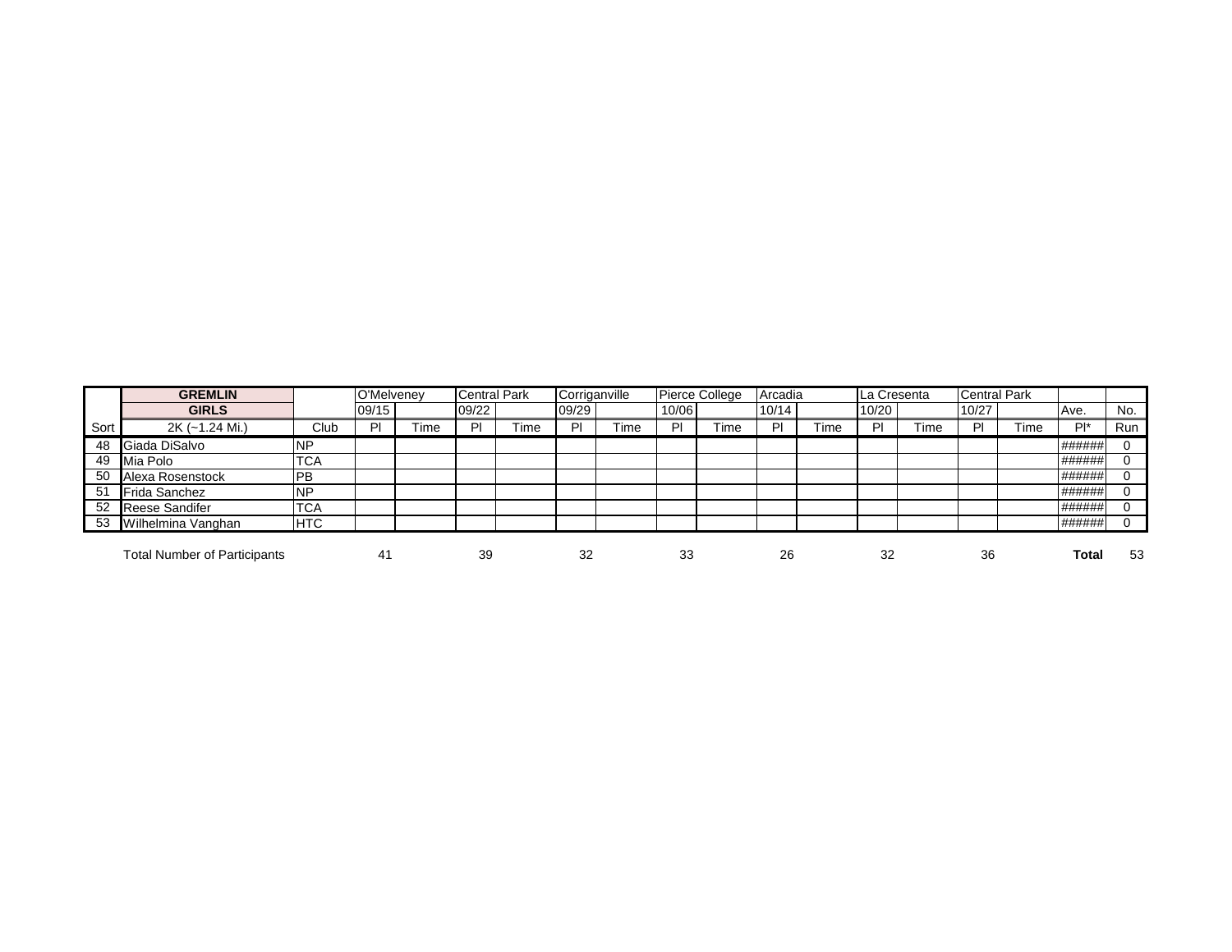| Sort | GREMLIN GIRLS 2K (~1.24 Mi.) | Club | O'Melveney 09/15 Pl | Time | Central Park 09/22 Pl | Time | Corriganville 09/29 Pl | Time | Pierce College 10/06 Pl | Time | Arcadia 10/14 Pl | Time | La Cresenta 10/20 Pl | Time | Central Park 10/27 Pl | Time | Ave. Pl* | No. Run |
|---|---|---|---|---|---|---|---|---|---|---|---|---|---|---|---|---|---|---|
| 48 | Giada DiSalvo | NP | | | | | | | | | | | | | | | ###### | 0 |
| 49 | Mia Polo | TCA | | | | | | | | | | | | | | | ###### | 0 |
| 50 | Alexa Rosenstock | PB | | | | | | | | | | | | | | | ###### | 0 |
| 51 | Frida Sanchez | NP | | | | | | | | | | | | | | | ###### | 0 |
| 52 | Reese Sandifer | TCA | | | | | | | | | | | | | | | ###### | 0 |
| 53 | Wilhelmina Vanghan | HTC | | | | | | | | | | | | | | | ###### | 0 |
| | Total Number of Participants | | 41 | | 39 | | 32 | | 33 | | 26 | | 32 | | 36 | | **Total** | 53 |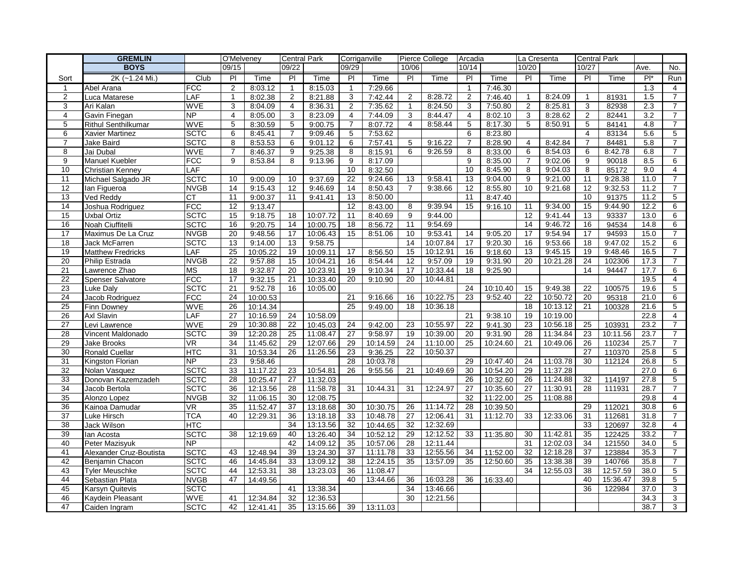| | GREMLIN | | O'Melveney | | Central Park | | Corriganville | | Pierce College | | Arcadia | | La Cresenta | | Central Park | | | |
|---|---|---|---|---|---|---|---|---|---|---|---|---|---|---|---|---|---|---|
| | BOYS | | 09/15 | | 09/22 | | 09/29 | | 10/06 | | 10/14 | | 10/20 | | 10/27 | | Ave. | No. |
| Sort | 2K (~1.24 Mi.) | Club | Pl | Time | Pl | Time | Pl | Time | Pl | Time | Pl | Time | Pl | Time | Pl | Time | Pl* | Run |
| 1 | Abel Arana | FCC | 2 | 8:03.12 | 1 | 8:15.03 | 1 | 7:29.66 | | | 1 | 7:46.30 | | | | | 1.3 | 4 |
| 2 | Luca Matarese | LAF | 1 | 8:02.38 | 2 | 8:21.88 | 3 | 7:42.44 | 2 | 8:28.72 | 2 | 7:46.40 | 1 | 8:24.09 | 1 | 81931 | 1.5 | 7 |
| 3 | Ari Kalan | WVE | 3 | 8:04.09 | 4 | 8:36.31 | 2 | 7:35.62 | 1 | 8:24.50 | 3 | 7:50.80 | 2 | 8:25.81 | 3 | 82938 | 2.3 | 7 |
| 4 | Gavin Finegan | NP | 4 | 8:05.00 | 3 | 8:23.09 | 4 | 7:44.09 | 3 | 8:44.47 | 4 | 8:02.10 | 3 | 8:28.62 | 2 | 82441 | 3.2 | 7 |
| 5 | Rithul Senthilkumar | WVE | 5 | 8:30.59 | 5 | 9:00.75 | 7 | 8:07.72 | 4 | 8:58.44 | 5 | 8:17.30 | 5 | 8:50.91 | 5 | 84141 | 4.8 | 7 |
| 6 | Xavier Martinez | SCTC | 6 | 8:45.41 | 7 | 9:09.46 | 5 | 7:53.62 | | | 6 | 8:23.80 | | | 4 | 83134 | 5.6 | 5 |
| 7 | Jake Baird | SCTC | 8 | 8:53.53 | 6 | 9:01.12 | 6 | 7:57.41 | 5 | 9:16.22 | 7 | 8:28.90 | 4 | 8:42.84 | 7 | 84481 | 5.8 | 7 |
| 8 | Jai Dubal | WVE | 7 | 8:46.37 | 9 | 9:25.38 | 8 | 8:15.91 | 6 | 9:26.59 | 8 | 8:33.00 | 6 | 8:54.03 | 6 | 8:42.78 | 6.8 | 7 |
| 9 | Manuel Kuebler | FCC | 9 | 8:53.84 | 8 | 9:13.96 | 9 | 8:17.09 | | | 9 | 8:35.00 | 7 | 9:02.06 | 9 | 90018 | 8.5 | 6 |
| 10 | Christian Kenney | LAF | | | | | 10 | 8:32.50 | | | 10 | 8:45.90 | 8 | 9:04.03 | 8 | 85172 | 9.0 | 4 |
| 11 | Michael Salgado JR | SCTC | 10 | 9:00.09 | 10 | 9:37.69 | 22 | 9:24.66 | 13 | 9:58.41 | 13 | 9:04.00 | 9 | 9:21.00 | 11 | 9:28.38 | 11.0 | 7 |
| 12 | Ian Figueroa | NVGB | 14 | 9:15.43 | 12 | 9:46.69 | 14 | 8:50.43 | 7 | 9:38.66 | 12 | 8:55.80 | 10 | 9:21.68 | 12 | 9:32.53 | 11.2 | 7 |
| 13 | Ved Reddy | CT | 11 | 9:00.37 | 11 | 9:41.41 | 13 | 8:50.00 | | | 11 | 8:47.40 | | | 10 | 91375 | 11.2 | 5 |
| 14 | Joshua Rodriguez | FCC | 12 | 9:13.47 | | | 12 | 8:43.00 | 8 | 9:39.94 | 15 | 9:16.10 | 11 | 9:34.00 | 15 | 9:44.90 | 12.2 | 6 |
| 15 | Uxbal Ortiz | SCTC | 15 | 9:18.75 | 18 | 10:07.72 | 11 | 8:40.69 | 9 | 9:44.00 | | | 12 | 9:41.44 | 13 | 93337 | 13.0 | 6 |
| 16 | Noah Ciuffitelli | SCTC | 16 | 9:20.75 | 14 | 10:00.75 | 18 | 8:56.72 | 11 | 9:54.69 | | | 14 | 9:46.72 | 16 | 94534 | 14.8 | 6 |
| 17 | Maximus De La Cruz | NVGB | 20 | 9:48.56 | 17 | 10:06.43 | 15 | 8:51.06 | 10 | 9:53.41 | 14 | 9:05.20 | 17 | 9:54.94 | 17 | 94593 | 15.0 | 7 |
| 18 | Jack McFarren | SCTC | 13 | 9:14.00 | 13 | 9:58.75 | | | 14 | 10:07.84 | 17 | 9:20.30 | 16 | 9:53.66 | 18 | 9:47.02 | 15.2 | 6 |
| 19 | Matthew Fredricks | LAF | 25 | 10:05.22 | 19 | 10:09.11 | 17 | 8:56.50 | 15 | 10:12.91 | 16 | 9:18.60 | 13 | 9:45.15 | 19 | 9:48.46 | 16.5 | 7 |
| 20 | Philip Estrada | NVGB | 22 | 9:57.88 | 15 | 10:04.21 | 16 | 8:54.44 | 12 | 9:57.09 | 19 | 9:31.90 | 20 | 10:21.28 | 24 | 102306 | 17.3 | 7 |
| 21 | Lawrence Zhao | MS | 18 | 9:32.87 | 20 | 10:23.91 | 19 | 9:10.34 | 17 | 10:33.44 | 18 | 9:25.90 | | | 14 | 94447 | 17.7 | 6 |
| 22 | Spenser Salvatore | FCC | 17 | 9:32.15 | 21 | 10:33.40 | 20 | 9:10.90 | 20 | 10:44.81 | | | | | | | 19.5 | 4 |
| 23 | Luke Daly | SCTC | 21 | 9:52.78 | 16 | 10:05.00 | | | | | 24 | 10:10.40 | 15 | 9:49.38 | 22 | 100575 | 19.6 | 5 |
| 24 | Jacob Rodriguez | FCC | 24 | 10:00.53 | | | 21 | 9:16.66 | 16 | 10:22.75 | 23 | 9:52.40 | 22 | 10:50.72 | 20 | 95318 | 21.0 | 6 |
| 25 | Finn Downey | WVE | 26 | 10:14.34 | | | 25 | 9:49.00 | 18 | 10:36.18 | | | 18 | 10:13.12 | 21 | 100328 | 21.6 | 5 |
| 26 | Axl Slavin | LAF | 27 | 10:16.59 | 24 | 10:58.09 | | | | | 21 | 9:38.10 | 19 | 10:19.00 | | | 22.8 | 4 |
| 27 | Levi Lawrence | WVE | 29 | 10:30.88 | 22 | 10:45.03 | 24 | 9:42.00 | 23 | 10:55.97 | 22 | 9:41.30 | 23 | 10:56.18 | 25 | 103931 | 23.2 | 7 |
| 28 | Vincent Maldonado | SCTC | 39 | 12:20.28 | 25 | 11:08.47 | 27 | 9:58.97 | 19 | 10:39.00 | 20 | 9:31.90 | 28 | 11:34.84 | 23 | 10:11.56 | 23.7 | 7 |
| 29 | Jake Brooks | VR | 34 | 11:45.62 | 29 | 12:07.66 | 29 | 10:14.59 | 24 | 11:10.00 | 25 | 10:24.60 | 21 | 10:49.06 | 26 | 110234 | 25.7 | 7 |
| 30 | Ronald Cuellar | HTC | 31 | 10:53.34 | 26 | 11:26.56 | 23 | 9:36.25 | 22 | 10:50.37 | | | | | 27 | 110370 | 25.8 | 5 |
| 31 | Kingston Florian | NP | 23 | 9:58.46 | | | 28 | 10:03.78 | | | 29 | 10:47.40 | 24 | 11:03.78 | 30 | 112124 | 26.8 | 5 |
| 32 | Nolan Vasquez | SCTC | 33 | 11:17.22 | 23 | 10:54.81 | 26 | 9:55.56 | 21 | 10:49.69 | 30 | 10:54.20 | 29 | 11:37.28 | | | 27.0 | 6 |
| 33 | Donovan Kazemzadeh | SCTC | 28 | 10:25.47 | 27 | 11:32.03 | | | | | 26 | 10:32.60 | 26 | 11:24.88 | 32 | 114197 | 27.8 | 5 |
| 34 | Jacob Bertola | SCTC | 36 | 12:13.56 | 28 | 11:58.78 | 31 | 10:44.31 | 31 | 12:24.97 | 27 | 10:35.60 | 27 | 11:30.91 | 28 | 111931 | 28.7 | 7 |
| 35 | Alonzo Lopez | NVGB | 32 | 11:06.15 | 30 | 12:08.75 | | | | | 32 | 11:22.00 | 25 | 11:08.88 | | | 29.8 | 4 |
| 36 | Kainoa Damudar | VR | 35 | 11:52.47 | 37 | 13:18.68 | 30 | 10:30.75 | 26 | 11:14.72 | 28 | 10:39.50 | | | 29 | 112021 | 30.8 | 6 |
| 37 | Luke Hirsch | TCA | 40 | 12:29.31 | 36 | 13:18.18 | 33 | 10:48.78 | 27 | 12:06.41 | 31 | 11:12.70 | 33 | 12:33.06 | 31 | 112681 | 31.8 | 7 |
| 38 | Jack Wilson | HTC | | | 34 | 13:13.56 | 32 | 10:44.65 | 32 | 12:32.69 | | | | | 33 | 120697 | 32.8 | 4 |
| 39 | Ian Acosta | SCTC | 38 | 12:19.69 | 40 | 13:26.40 | 34 | 10:52.12 | 29 | 12:12.52 | 33 | 11:35.80 | 30 | 11:42.81 | 35 | 122425 | 33.2 | 7 |
| 40 | Peter Mazisyuk | NP | | | 42 | 14:09.12 | 35 | 10:57.06 | 28 | 12:11.44 | | | 31 | 12:02.03 | 34 | 121550 | 34.0 | 5 |
| 41 | Alexander Cruz-Boutista | SCTC | 43 | 12:48.94 | 39 | 13:24.30 | 37 | 11:11.78 | 33 | 12:55.56 | 34 | 11:52.00 | 32 | 12:18.28 | 37 | 123884 | 35.3 | 7 |
| 42 | Benjamin Chacon | SCTC | 46 | 14:45.84 | 33 | 13:09.12 | 38 | 12:24.15 | 35 | 13:57.09 | 35 | 12:50.60 | 35 | 13:38.38 | 39 | 140766 | 35.8 | 7 |
| 43 | Tyler Meuschke | SCTC | 44 | 12:53.31 | 38 | 13:23.03 | 36 | 11:08.47 | | | | | 34 | 12:55.03 | 38 | 12:57.59 | 38.0 | 5 |
| 44 | Sebastian Plata | NVGB | 47 | 14:49.56 | | | 40 | 13:44.66 | 36 | 16:03.28 | 36 | 16:33.40 | | | 40 | 15:36.47 | 39.8 | 5 |
| 45 | Karsyn Quitevis | SCTC | | | 41 | 13:38.34 | | | 34 | 13:46.66 | | | | | 36 | 122984 | 37.0 | 3 |
| 46 | Kaydein Pleasant | WVE | 41 | 12:34.84 | 32 | 12:36.53 | | | 30 | 12:21.56 | | | | | | | 34.3 | 3 |
| 47 | Caiden Ingram | SCTC | 42 | 12:41.41 | 35 | 13:15.66 | 39 | 13:11.03 | | | | | | | | | 38.7 | 3 |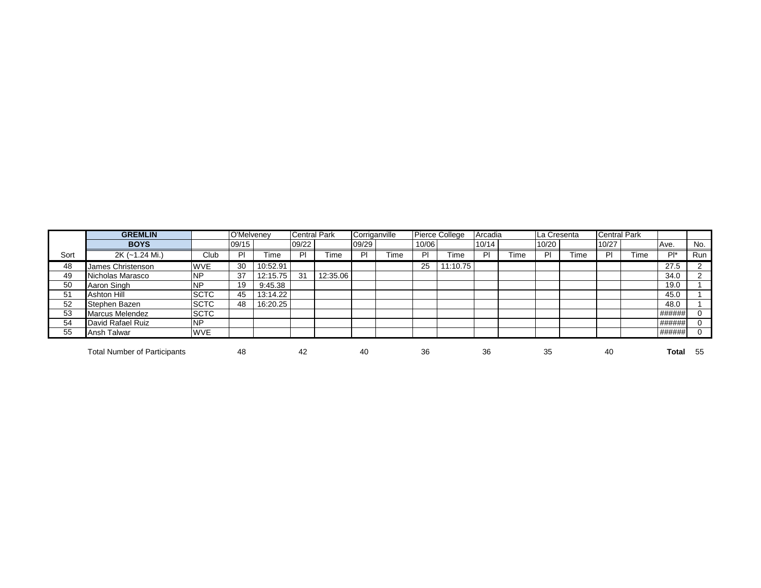| | GREMLIN | | O'Melveney | | Central Park | | Corriganville | | Pierce College | | Arcadia | | La Cresenta | | Central Park | | | |
|---|---|---|---|---|---|---|---|---|---|---|---|---|---|---|---|---|---|---|
| | BOYS | | 09/15 | | 09/22 | | 09/29 | | 10/06 | | 10/14 | | 10/20 | | 10/27 | | Ave. | No. |
| Sort | 2K (~1.24 Mi.) | Club | Pl | Time | Pl | Time | Pl | Time | Pl | Time | Pl | Time | Pl | Time | Pl | Time | Pl* | Run |
| 48 | James Christenson | WVE | 30 | 10:52.91 | | | | | 25 | 11:10.75 | | | | | | | 27.5 | 2 |
| 49 | Nicholas Marasco | NP | 37 | 12:15.75 | 31 | 12:35.06 | | | | | | | | | | | 34.0 | 2 |
| 50 | Aaron Singh | NP | 19 | 9:45.38 | | | | | | | | | | | | | 19.0 | 1 |
| 51 | Ashton Hill | SCTC | 45 | 13:14.22 | | | | | | | | | | | | | 45.0 | 1 |
| 52 | Stephen Bazen | SCTC | 48 | 16:20.25 | | | | | | | | | | | | | 48.0 | 1 |
| 53 | Marcus Melendez | SCTC | | | | | | | | | | | | | | | ###### | 0 |
| 54 | David Rafael Ruiz | NP | | | | | | | | | | | | | | | ###### | 0 |
| 55 | Ansh Talwar | WVE | | | | | | | | | | | | | | | ###### | 0 |
| | Total Number of Participants | | 48 | | 42 | | 40 | | 36 | | 36 | | 35 | | 40 | | **Total** | 55 |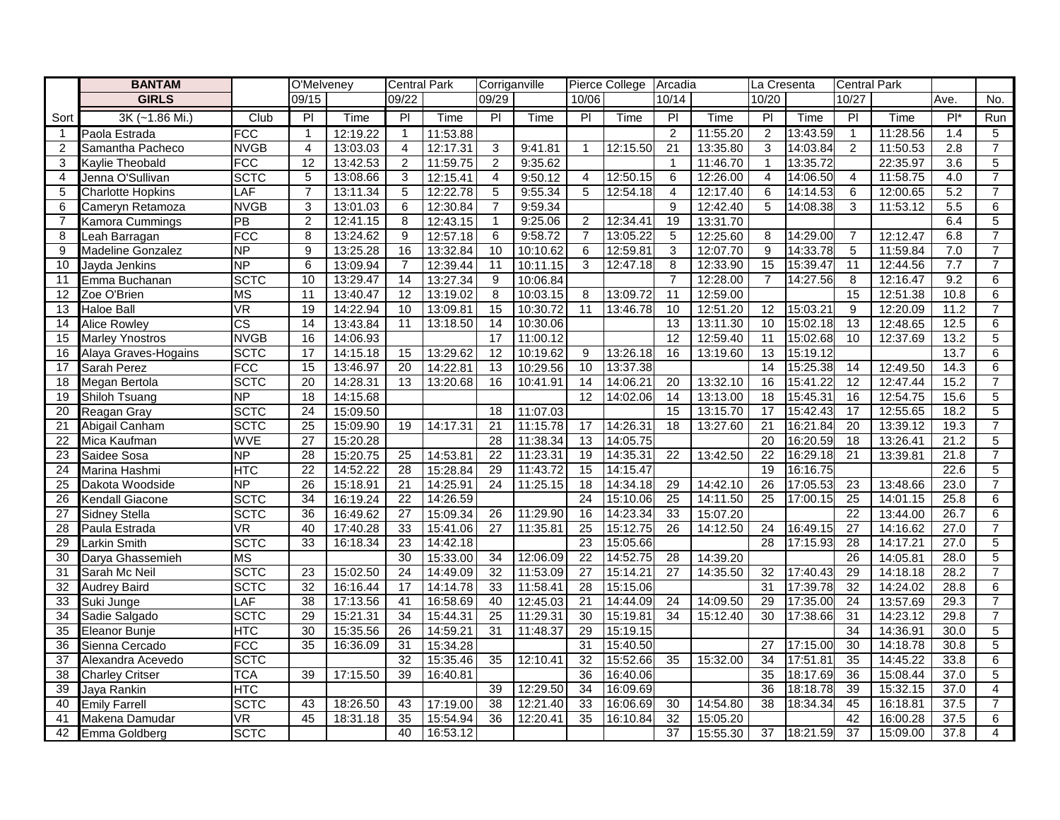| | BANTAM | | O'Melveney | | Central Park | | Corriganville | | Pierce College | | Arcadia | | La Cresenta | | Central Park | | | |
|---|---|---|---|---|---|---|---|---|---|---|---|---|---|---|---|---|---|---|
| | GIRLS | | 09/15 | | 09/22 | | 09/29 | | 10/06 | | 10/14 | | 10/20 | | 10/27 | | Ave. | No. |
| Sort | 3K (~1.86 Mi.) | Club | Pl | Time | Pl | Time | Pl | Time | Pl | Time | Pl | Time | Pl | Time | Pl | Time | Pl* | Run |
| 1 | Paola Estrada | FCC | 1 | 12:19.22 | 1 | 11:53.88 | | | | | 2 | 11:55.20 | 2 | 13:43.59 | 1 | 11:28.56 | 1.4 | 5 |
| 2 | Samantha Pacheco | NVGB | 4 | 13:03.03 | 4 | 12:17.31 | 3 | 9:41.81 | 1 | 12:15.50 | 21 | 13:35.80 | 3 | 14:03.84 | 2 | 11:50.53 | 2.8 | 7 |
| 3 | Kaylie Theobald | FCC | 12 | 13:42.53 | 2 | 11:59.75 | 2 | 9:35.62 | | | 1 | 11:46.70 | 1 | 13:35.72 | | 22:35.97 | 3.6 | 5 |
| 4 | Jenna O'Sullivan | SCTC | 5 | 13:08.66 | 3 | 12:15.41 | 4 | 9:50.12 | 4 | 12:50.15 | 6 | 12:26.00 | 4 | 14:06.50 | 4 | 11:58.75 | 4.0 | 7 |
| 5 | Charlotte Hopkins | LAF | 7 | 13:11.34 | 5 | 12:22.78 | 5 | 9:55.34 | 5 | 12:54.18 | 4 | 12:17.40 | 6 | 14:14.53 | 6 | 12:00.65 | 5.2 | 7 |
| 6 | Cameryn Retamoza | NVGB | 3 | 13:01.03 | 6 | 12:30.84 | 7 | 9:59.34 | | | 9 | 12:42.40 | 5 | 14:08.38 | 3 | 11:53.12 | 5.5 | 6 |
| 7 | Kamora Cummings | PB | 2 | 12:41.15 | 8 | 12:43.15 | 1 | 9:25.06 | 2 | 12:34.41 | 19 | 13:31.70 | | | | | 6.4 | 5 |
| 8 | Leah Barragan | FCC | 8 | 13:24.62 | 9 | 12:57.18 | 6 | 9:58.72 | 7 | 13:05.22 | 5 | 12:25.60 | 8 | 14:29.00 | 7 | 12:12.47 | 6.8 | 7 |
| 9 | Madeline Gonzalez | NP | 9 | 13:25.28 | 16 | 13:32.84 | 10 | 10:10.62 | 6 | 12:59.81 | 3 | 12:07.70 | 9 | 14:33.78 | 5 | 11:59.84 | 7.0 | 7 |
| 10 | Jayda Jenkins | NP | 6 | 13:09.94 | 7 | 12:39.44 | 11 | 10:11.15 | 3 | 12:47.18 | 8 | 12:33.90 | 15 | 15:39.47 | 11 | 12:44.56 | 7.7 | 7 |
| 11 | Emma Buchanan | SCTC | 10 | 13:29.47 | 14 | 13:27.34 | 9 | 10:06.84 | | | 7 | 12:28.00 | 7 | 14:27.56 | 8 | 12:16.47 | 9.2 | 6 |
| 12 | Zoe O'Brien | MS | 11 | 13:40.47 | 12 | 13:19.02 | 8 | 10:03.15 | 8 | 13:09.72 | 11 | 12:59.00 | | | 15 | 12:51.38 | 10.8 | 6 |
| 13 | Haloe Ball | VR | 19 | 14:22.94 | 10 | 13:09.81 | 15 | 10:30.72 | 11 | 13:46.78 | 10 | 12:51.20 | 12 | 15:03.21 | 9 | 12:20.09 | 11.2 | 7 |
| 14 | Alice Rowley | CS | 14 | 13:43.84 | 11 | 13:18.50 | 14 | 10:30.06 | | | 13 | 13:11.30 | 10 | 15:02.18 | 13 | 12:48.65 | 12.5 | 6 |
| 15 | Marley Ynostros | NVGB | 16 | 14:06.93 | | | 17 | 11:00.12 | | | 12 | 12:59.40 | 11 | 15:02.68 | 10 | 12:37.69 | 13.2 | 5 |
| 16 | Alaya Graves-Hogains | SCTC | 17 | 14:15.18 | 15 | 13:29.62 | 12 | 10:19.62 | 9 | 13:26.18 | 16 | 13:19.60 | 13 | 15:19.12 | | | 13.7 | 6 |
| 17 | Sarah Perez | FCC | 15 | 13:46.97 | 20 | 14:22.81 | 13 | 10:29.56 | 10 | 13:37.38 | | | 14 | 15:25.38 | 14 | 12:49.50 | 14.3 | 6 |
| 18 | Megan Bertola | SCTC | 20 | 14:28.31 | 13 | 13:20.68 | 16 | 10:41.91 | 14 | 14:06.21 | 20 | 13:32.10 | 16 | 15:41.22 | 12 | 12:47.44 | 15.2 | 7 |
| 19 | Shiloh Tsuang | NP | 18 | 14:15.68 | | | | | 12 | 14:02.06 | 14 | 13:13.00 | 18 | 15:45.31 | 16 | 12:54.75 | 15.6 | 5 |
| 20 | Reagan Gray | SCTC | 24 | 15:09.50 | | | 18 | 11:07.03 | | | 15 | 13:15.70 | 17 | 15:42.43 | 17 | 12:55.65 | 18.2 | 5 |
| 21 | Abigail Canham | SCTC | 25 | 15:09.90 | 19 | 14:17.31 | 21 | 11:15.78 | 17 | 14:26.31 | 18 | 13:27.60 | 21 | 16:21.84 | 20 | 13:39.12 | 19.3 | 7 |
| 22 | Mica Kaufman | WVE | 27 | 15:20.28 | | | 28 | 11:38.34 | 13 | 14:05.75 | | | 20 | 16:20.59 | 18 | 13:26.41 | 21.2 | 5 |
| 23 | Saidee Sosa | NP | 28 | 15:20.75 | 25 | 14:53.81 | 22 | 11:23.31 | 19 | 14:35.31 | 22 | 13:42.50 | 22 | 16:29.18 | 21 | 13:39.81 | 21.8 | 7 |
| 24 | Marina Hashmi | HTC | 22 | 14:52.22 | 28 | 15:28.84 | 29 | 11:43.72 | 15 | 14:15.47 | | | 19 | 16:16.75 | | | 22.6 | 5 |
| 25 | Dakota Woodside | NP | 26 | 15:18.91 | 21 | 14:25.91 | 24 | 11:25.15 | 18 | 14:34.18 | 29 | 14:42.10 | 26 | 17:05.53 | 23 | 13:48.66 | 23.0 | 7 |
| 26 | Kendall Giacone | SCTC | 34 | 16:19.24 | 22 | 14:26.59 | | | 24 | 15:10.06 | 25 | 14:11.50 | 25 | 17:00.15 | 25 | 14:01.15 | 25.8 | 6 |
| 27 | Sidney Stella | SCTC | 36 | 16:49.62 | 27 | 15:09.34 | 26 | 11:29.90 | 16 | 14:23.34 | 33 | 15:07.20 | | | 22 | 13:44.00 | 26.7 | 6 |
| 28 | Paula Estrada | VR | 40 | 17:40.28 | 33 | 15:41.06 | 27 | 11:35.81 | 25 | 15:12.75 | 26 | 14:12.50 | 24 | 16:49.15 | 27 | 14:16.62 | 27.0 | 7 |
| 29 | Larkin Smith | SCTC | 33 | 16:18.34 | 23 | 14:42.18 | | | 23 | 15:05.66 | | | 28 | 17:15.93 | 28 | 14:17.21 | 27.0 | 5 |
| 30 | Darya Ghassemieh | MS | | | 30 | 15:33.00 | 34 | 12:06.09 | 22 | 14:52.75 | 28 | 14:39.20 | | | 26 | 14:05.81 | 28.0 | 5 |
| 31 | Sarah Mc Neil | SCTC | 23 | 15:02.50 | 24 | 14:49.09 | 32 | 11:53.09 | 27 | 15:14.21 | 27 | 14:35.50 | 32 | 17:40.43 | 29 | 14:18.18 | 28.2 | 7 |
| 32 | Audrey Baird | SCTC | 32 | 16:16.44 | 17 | 14:14.78 | 33 | 11:58.41 | 28 | 15:15.06 | | | 31 | 17:39.78 | 32 | 14:24.02 | 28.8 | 6 |
| 33 | Suki Junge | LAF | 38 | 17:13.56 | 41 | 16:58.69 | 40 | 12:45.03 | 21 | 14:44.09 | 24 | 14:09.50 | 29 | 17:35.00 | 24 | 13:57.69 | 29.3 | 7 |
| 34 | Sadie Salgado | SCTC | 29 | 15:21.31 | 34 | 15:44.31 | 25 | 11:29.31 | 30 | 15:19.81 | 34 | 15:12.40 | 30 | 17:38.66 | 31 | 14:23.12 | 29.8 | 7 |
| 35 | Eleanor Bunje | HTC | 30 | 15:35.56 | 26 | 14:59.21 | 31 | 11:48.37 | 29 | 15:19.15 | | | | | 34 | 14:36.91 | 30.0 | 5 |
| 36 | Sienna Cercado | FCC | 35 | 16:36.09 | 31 | 15:34.28 | | | 31 | 15:40.50 | | | 27 | 17:15.00 | 30 | 14:18.78 | 30.8 | 5 |
| 37 | Alexandra Acevedo | SCTC | | | 32 | 15:35.46 | 35 | 12:10.41 | 32 | 15:52.66 | 35 | 15:32.00 | 34 | 17:51.81 | 35 | 14:45.22 | 33.8 | 6 |
| 38 | Charley Critser | TCA | 39 | 17:15.50 | 39 | 16:40.81 | | | 36 | 16:40.06 | | | 35 | 18:17.69 | 36 | 15:08.44 | 37.0 | 5 |
| 39 | Jaya Rankin | HTC | | | | | 39 | 12:29.50 | 34 | 16:09.69 | | | 36 | 18:18.78 | 39 | 15:32.15 | 37.0 | 4 |
| 40 | Emily Farrell | SCTC | 43 | 18:26.50 | 43 | 17:19.00 | 38 | 12:21.40 | 33 | 16:06.69 | 30 | 14:54.80 | 38 | 18:34.34 | 45 | 16:18.81 | 37.5 | 7 |
| 41 | Makena Damudar | VR | 45 | 18:31.18 | 35 | 15:54.94 | 36 | 12:20.41 | 35 | 16:10.84 | 32 | 15:05.20 | | | 42 | 16:00.28 | 37.5 | 6 |
| 42 | Emma Goldberg | SCTC | | | 40 | 16:53.12 | | | | | 37 | 15:55.30 | 37 | 18:21.59 | 37 | 15:09.00 | 37.8 | 4 |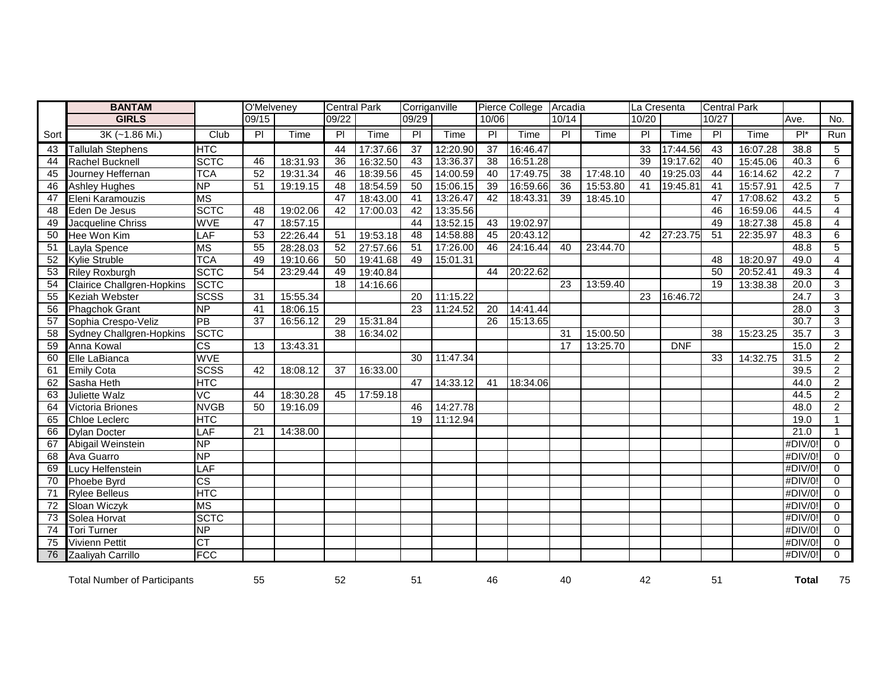| | BANTAM | | O'Melveney | | Central Park | | Corriganville | | Pierce College | | Arcadia | | La Cresenta | | Central Park | | | |
|---|---|---|---|---|---|---|---|---|---|---|---|---|---|---|---|---|---|---|
| | GIRLS | | 09/15 | | 09/22 | | 09/29 | | 10/06 | | 10/14 | | 10/20 | | 10/27 | | Ave. | No. |
| Sort | 3K (~1.86 Mi.) | Club | Pl | Time | Pl | Time | Pl | Time | Pl | Time | Pl | Time | Pl | Time | Pl | Time | Pl* | Run |
| 43 | Tallulah Stephens | HTC | | | 44 | 17:37.66 | 37 | 12:20.90 | 37 | 16:46.47 | | | 33 | 17:44.56 | 43 | 16:07.28 | 38.8 | 5 |
| 44 | Rachel Bucknell | SCTC | 46 | 18:31.93 | 36 | 16:32.50 | 43 | 13:36.37 | 38 | 16:51.28 | | | 39 | 19:17.62 | 40 | 15:45.06 | 40.3 | 6 |
| 45 | Journey Heffernan | TCA | 52 | 19:31.34 | 46 | 18:39.56 | 45 | 14:00.59 | 40 | 17:49.75 | 38 | 17:48.10 | 40 | 19:25.03 | 44 | 16:14.62 | 42.2 | 7 |
| 46 | Ashley Hughes | NP | 51 | 19:19.15 | 48 | 18:54.59 | 50 | 15:06.15 | 39 | 16:59.66 | 36 | 15:53.80 | 41 | 19:45.81 | 41 | 15:57.91 | 42.5 | 7 |
| 47 | Eleni Karamouzis | MS | | | 47 | 18:43.00 | 41 | 13:26.47 | 42 | 18:43.31 | 39 | 18:45.10 | | | 47 | 17:08.62 | 43.2 | 5 |
| 48 | Eden De Jesus | SCTC | 48 | 19:02.06 | 42 | 17:00.03 | 42 | 13:35.56 | | | | | | | 46 | 16:59.06 | 44.5 | 4 |
| 49 | Jacqueline Chriss | WVE | 47 | 18:57.15 | | | 44 | 13:52.15 | 43 | 19:02.97 | | | | | 49 | 18:27.38 | 45.8 | 4 |
| 50 | Hee Won Kim | LAF | 53 | 22:26.44 | 51 | 19:53.18 | 48 | 14:58.88 | 45 | 20:43.12 | | | 42 | 27:23.75 | 51 | 22:35.97 | 48.3 | 6 |
| 51 | Layla Spence | MS | 55 | 28:28.03 | 52 | 27:57.66 | 51 | 17:26.00 | 46 | 24:16.44 | 40 | 23:44.70 | | | | | 48.8 | 5 |
| 52 | Kylie Struble | TCA | 49 | 19:10.66 | 50 | 19:41.68 | 49 | 15:01.31 | | | | | | | 48 | 18:20.97 | 49.0 | 4 |
| 53 | Riley Roxburgh | SCTC | 54 | 23:29.44 | 49 | 19:40.84 | | | 44 | 20:22.62 | | | | | 50 | 20:52.41 | 49.3 | 4 |
| 54 | Clairice Challgren-Hopkins | SCTC | | | 18 | 14:16.66 | | | | | 23 | 13:59.40 | | | 19 | 13:38.38 | 20.0 | 3 |
| 55 | Keziah Webster | SCSS | 31 | 15:55.34 | | | 20 | 11:15.22 | | | | | 23 | 16:46.72 | | | 24.7 | 3 |
| 56 | Phagchok Grant | NP | 41 | 18:06.15 | | | 23 | 11:24.52 | 20 | 14:41.44 | | | | | | | 28.0 | 3 |
| 57 | Sophia Crespo-Veliz | PB | 37 | 16:56.12 | 29 | 15:31.84 | | | 26 | 15:13.65 | | | | | | | 30.7 | 3 |
| 58 | Sydney Challgren-Hopkins | SCTC | | | 38 | 16:34.02 | | | | | 31 | 15:00.50 | | | 38 | 15:23.25 | 35.7 | 3 |
| 59 | Anna Kowal | CS | 13 | 13:43.31 | | | | | | | 17 | 13:25.70 | | DNF | | | 15.0 | 2 |
| 60 | Elle LaBianca | WVE | | | | | 30 | 11:47.34 | | | | | | | 33 | 14:32.75 | 31.5 | 2 |
| 61 | Emily Cota | SCSS | 42 | 18:08.12 | 37 | 16:33.00 | | | | | | | | | | | 39.5 | 2 |
| 62 | Sasha Heth | HTC | | | | | 47 | 14:33.12 | 41 | 18:34.06 | | | | | | | 44.0 | 2 |
| 63 | Juliette Walz | VC | 44 | 18:30.28 | 45 | 17:59.18 | | | | | | | | | | | 44.5 | 2 |
| 64 | Victoria Briones | NVGB | 50 | 19:16.09 | | | 46 | 14:27.78 | | | | | | | | | 48.0 | 2 |
| 65 | Chloe Leclerc | HTC | | | | | 19 | 11:12.94 | | | | | | | | | 19.0 | 1 |
| 66 | Dylan Docter | LAF | 21 | 14:38.00 | | | | | | | | | | | | | 21.0 | 1 |
| 67 | Abigail Weinstein | NP | | | | | | | | | | | | | | | #DIV/0! | 0 |
| 68 | Ava Guarro | NP | | | | | | | | | | | | | | | #DIV/0! | 0 |
| 69 | Lucy Helfenstein | LAF | | | | | | | | | | | | | | | #DIV/0! | 0 |
| 70 | Phoebe Byrd | CS | | | | | | | | | | | | | | | #DIV/0! | 0 |
| 71 | Rylee Belleus | HTC | | | | | | | | | | | | | | | #DIV/0! | 0 |
| 72 | Sloan Wiczyk | MS | | | | | | | | | | | | | | | #DIV/0! | 0 |
| 73 | Solea Horvat | SCTC | | | | | | | | | | | | | | | #DIV/0! | 0 |
| 74 | Tori Turner | NP | | | | | | | | | | | | | | | #DIV/0! | 0 |
| 75 | Vivienn Pettit | CT | | | | | | | | | | | | | | | #DIV/0! | 0 |
| 76 | Zaaliyah Carrillo | FCC | | | | | | | | | | | | | | | #DIV/0! | 0 |
| | Total Number of Participants | | 55 | | 52 | | 51 | | 46 | | 40 | | 42 | | 51 | | **Total** | 75 |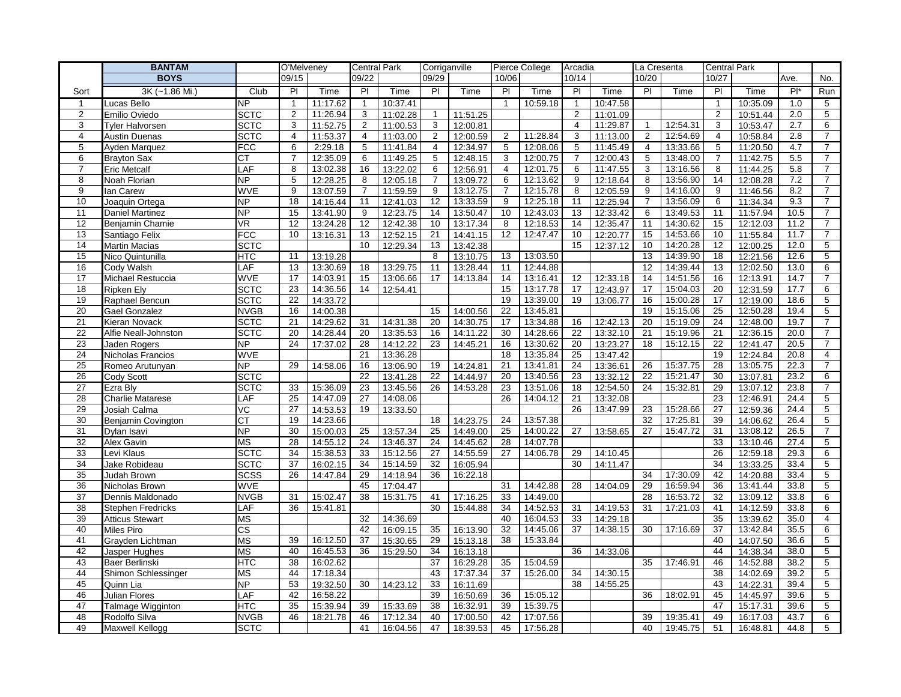| | BANTAM | | O'Melveney | | Central Park | | Corriganville | | Pierce College | | Arcadia | | La Cresenta | | Central Park | | | |
|---|---|---|---|---|---|---|---|---|---|---|---|---|---|---|---|---|---|---|
| | BOYS | | 09/15 | | 09/22 | | 09/29 | | 10/06 | | 10/14 | | 10/20 | | 10/27 | | Ave. | No. |
| Sort | 3K (~1.86 Mi.) | Club | Pl | Time | Pl | Time | Pl | Time | Pl | Time | Pl | Time | Pl | Time | Pl | Time | Pl* | Run |
| 1 | Lucas Bello | NP | 1 | 11:17.62 | 1 | 10:37.41 | | | 1 | 10:59.18 | 1 | 10:47.58 | | | 1 | 10:35.09 | 1.0 | 5 |
| 2 | Emilio Oviedo | SCTC | 2 | 11:26.94 | 3 | 11:02.28 | 1 | 11:51.25 | | | 2 | 11:01.09 | | | 2 | 10:51.44 | 2.0 | 5 |
| 3 | Tyler Halvorsen | SCTC | 3 | 11:52.75 | 2 | 11:00.53 | 3 | 12:00.81 | | | 4 | 11:29.87 | 1 | 12:54.31 | 3 | 10:53.47 | 2.7 | 6 |
| 4 | Austin Duenas | SCTC | 4 | 11:53.37 | 4 | 11:03.00 | 2 | 12:00.59 | 2 | 11:28.84 | 3 | 11:13.00 | 2 | 12:54.69 | 4 | 10:58.84 | 2.8 | 7 |
| 5 | Ayden Marquez | FCC | 6 | 2:29.18 | 5 | 11:41.84 | 4 | 12:34.97 | 5 | 12:08.06 | 5 | 11:45.49 | 4 | 13:33.66 | 5 | 11:20.50 | 4.7 | 7 |
| 6 | Brayton Sax | CT | 7 | 12:35.09 | 6 | 11:49.25 | 5 | 12:48.15 | 3 | 12:00.75 | 7 | 12:00.43 | 5 | 13:48.00 | 7 | 11:42.75 | 5.5 | 7 |
| 7 | Eric Metcalf | LAF | 8 | 13:02.38 | 16 | 13:22.02 | 6 | 12:56.91 | 4 | 12:01.75 | 6 | 11:47.55 | 3 | 13:16.56 | 8 | 11:44.25 | 5.8 | 7 |
| 8 | Noah Florian | NP | 5 | 12:28.25 | 8 | 12:05.18 | 7 | 13:09.72 | 6 | 12:13.62 | 9 | 12:18.64 | 8 | 13:56.90 | 14 | 12:08.28 | 7.2 | 7 |
| 9 | Ian Carew | WVE | 9 | 13:07.59 | 7 | 11:59.59 | 9 | 13:12.75 | 7 | 12:15.78 | 8 | 12:05.59 | 9 | 14:16.00 | 9 | 11:46.56 | 8.2 | 7 |
| 10 | Joaquin Ortega | NP | 18 | 14:16.44 | 11 | 12:41.03 | 12 | 13:33.59 | 9 | 12:25.18 | 11 | 12:25.94 | 7 | 13:56.09 | 6 | 11:34.34 | 9.3 | 7 |
| 11 | Daniel Martinez | NP | 15 | 13:41.90 | 9 | 12:23.75 | 14 | 13:50.47 | 10 | 12:43.03 | 13 | 12:33.42 | 6 | 13:49.53 | 11 | 11:57.94 | 10.5 | 7 |
| 12 | Benjamin Chamie | VR | 12 | 13:24.28 | 12 | 12:42.38 | 10 | 13:17.34 | 8 | 12:18.53 | 14 | 12:35.47 | 11 | 14:30.62 | 15 | 12:12.03 | 11.2 | 7 |
| 13 | Santiago Felix | FCC | 10 | 13:16.31 | 13 | 12:52.15 | 21 | 14:41.15 | 12 | 12:47.47 | 10 | 12:20.77 | 15 | 14:53.66 | 10 | 11:55.84 | 11.7 | 7 |
| 14 | Martin Macias | SCTC | | | 10 | 12:29.34 | 13 | 13:42.38 | | | 15 | 12:37.12 | 10 | 14:20.28 | 12 | 12:00.25 | 12.0 | 5 |
| 15 | Nico Quintunilla | HTC | 11 | 13:19.28 | | | 8 | 13:10.75 | 13 | 13:03.50 | | | 13 | 14:39.90 | 18 | 12:21.56 | 12.6 | 5 |
| 16 | Cody Walsh | LAF | 13 | 13:30.69 | 18 | 13:29.75 | 11 | 13:28.44 | 11 | 12:44.88 | | | 12 | 14:39.44 | 13 | 12:02.50 | 13.0 | 6 |
| 17 | Michael Restuccia | WVE | 17 | 14:03.91 | 15 | 13:06.66 | 17 | 14:13.84 | 14 | 13:16.41 | 12 | 12:33.18 | 14 | 14:51.56 | 16 | 12:13.91 | 14.7 | 7 |
| 18 | Ripken Ely | SCTC | 23 | 14:36.56 | 14 | 12:54.41 | | | 15 | 13:17.78 | 17 | 12:43.97 | 17 | 15:04.03 | 20 | 12:31.59 | 17.7 | 6 |
| 19 | Raphael Bencun | SCTC | 22 | 14:33.72 | | | | | 19 | 13:39.00 | 19 | 13:06.77 | 16 | 15:00.28 | 17 | 12:19.00 | 18.6 | 5 |
| 20 | Gael Gonzalez | NVGB | 16 | 14:00.38 | | | 15 | 14:00.56 | 22 | 13:45.81 | | | 19 | 15:15.06 | 25 | 12:50.28 | 19.4 | 5 |
| 21 | Kieran Novack | SCTC | 21 | 14:29.62 | 31 | 14:31.38 | 20 | 14:30.75 | 17 | 13:34.88 | 16 | 12:42.13 | 20 | 15:19.09 | 24 | 12:48.00 | 19.7 | 7 |
| 22 | Alfie Neall-Johnston | SCTC | 20 | 14:28.44 | 20 | 13:35.53 | 16 | 14:11.22 | 30 | 14:28.66 | 22 | 13:32.10 | 21 | 15:19.96 | 21 | 12:36.15 | 20.0 | 7 |
| 23 | Jaden Rogers | NP | 24 | 17:37.02 | 28 | 14:12.22 | 23 | 14:45.21 | 16 | 13:30.62 | 20 | 13:23.27 | 18 | 15:12.15 | 22 | 12:41.47 | 20.5 | 7 |
| 24 | Nicholas Francios | WVE | | | 21 | 13:36.28 | | | 18 | 13:35.84 | 25 | 13:47.42 | | | 19 | 12:24.84 | 20.8 | 4 |
| 25 | Romeo Arutunyan | NP | 29 | 14:58.06 | 16 | 13:06.90 | 19 | 14:24.81 | 21 | 13:41.81 | 24 | 13:36.61 | 26 | 15:37.75 | 28 | 13:05.75 | 22.3 | 7 |
| 26 | Cody Scott | SCTC | | | 22 | 13:41.28 | 22 | 14:44.97 | 20 | 13:40.56 | 23 | 13:32.12 | 22 | 15:21.47 | 30 | 13:07.81 | 23.2 | 6 |
| 27 | Ezra Bly | SCTC | 33 | 15:36.09 | 23 | 13:45.56 | 26 | 14:53.28 | 23 | 13:51.06 | 18 | 12:54.50 | 24 | 15:32.81 | 29 | 13:07.12 | 23.8 | 7 |
| 28 | Charlie Matarese | LAF | 25 | 14:47.09 | 27 | 14:08.06 | | | 26 | 14:04.12 | 21 | 13:32.08 | | | 23 | 12:46.91 | 24.4 | 5 |
| 29 | Josiah Calma | VC | 27 | 14:53.53 | 19 | 13:33.50 | | | | | 26 | 13:47.99 | 23 | 15:28.66 | 27 | 12:59.36 | 24.4 | 5 |
| 30 | Benjamin Covington | CT | 19 | 14:23.66 | | | 18 | 14:23.75 | 24 | 13:57.38 | | | 32 | 17:25.81 | 39 | 14:06.62 | 26.4 | 5 |
| 31 | Dylan Isavi | NP | 30 | 15:00.03 | 25 | 13:57.34 | 25 | 14:49.00 | 25 | 14:00.22 | 27 | 13:58.65 | 27 | 15:47.72 | 31 | 13:08.12 | 26.5 | 7 |
| 32 | Alex Gavin | MS | 28 | 14:55.12 | 24 | 13:46.37 | 24 | 14:45.62 | 28 | 14:07.78 | | | | | 33 | 13:10.46 | 27.4 | 5 |
| 33 | Levi Klaus | SCTC | 34 | 15:38.53 | 33 | 15:12.56 | 27 | 14:55.59 | 27 | 14:06.78 | 29 | 14:10.45 | | | 26 | 12:59.18 | 29.3 | 6 |
| 34 | Jake Robideau | SCTC | 37 | 16:02.15 | 34 | 15:14.59 | 32 | 16:05.94 | | | 30 | 14:11.47 | | | 34 | 13:33.25 | 33.4 | 5 |
| 35 | Judah Brown | SCSS | 26 | 14:47.84 | 29 | 14:18.94 | 36 | 16:22.18 | | | | | 34 | 17:30.09 | 42 | 14:20.88 | 33.4 | 5 |
| 36 | Nicholas Brown | WVE | | | 45 | 17:04.47 | | | 31 | 14:42.88 | 28 | 14:04.09 | 29 | 16:59.94 | 36 | 13:41.44 | 33.8 | 5 |
| 37 | Dennis Maldonado | NVGB | 31 | 15:02.47 | 38 | 15:31.75 | 41 | 17:16.25 | 33 | 14:49.00 | | | 28 | 16:53.72 | 32 | 13:09.12 | 33.8 | 6 |
| 38 | Stephen Fredricks | LAF | 36 | 15:41.81 | | | 30 | 15:44.88 | 34 | 14:52.53 | 31 | 14:19.53 | 31 | 17:21.03 | 41 | 14:12.59 | 33.8 | 6 |
| 39 | Atticus Stewart | MS | | | 32 | 14:36.69 | | | 40 | 16:04.53 | 33 | 14:29.18 | | | 35 | 13:39.62 | 35.0 | 4 |
| 40 | Miles Piro | CS | | | 42 | 16:09.15 | 35 | 16:13.90 | 32 | 14:45.06 | 37 | 14:38.15 | 30 | 17:16.69 | 37 | 13:42.84 | 35.5 | 6 |
| 41 | Grayden Lichtman | MS | 39 | 16:12.50 | 37 | 15:30.65 | 29 | 15:13.18 | 38 | 15:33.84 | | | | | 40 | 14:07.50 | 36.6 | 5 |
| 42 | Jasper Hughes | MS | 40 | 16:45.53 | 36 | 15:29.50 | 34 | 16:13.18 | | | 36 | 14:33.06 | | | 44 | 14:38.34 | 38.0 | 5 |
| 43 | Baer Berlinski | HTC | 38 | 16:02.62 | | | 37 | 16:29.28 | 35 | 15:04.59 | | | 35 | 17:46.91 | 46 | 14:52.88 | 38.2 | 5 |
| 44 | Shimon Schlessinger | MS | 44 | 17:18.34 | | | 43 | 17:37.34 | 37 | 15:26.00 | 34 | 14:30.15 | | | 38 | 14:02.69 | 39.2 | 5 |
| 45 | Quinn Lia | NP | 53 | 19:32.50 | 30 | 14:23.12 | 33 | 16:11.69 | | | 38 | 14:55.25 | | | 43 | 14:22.31 | 39.4 | 5 |
| 46 | Julian Flores | LAF | 42 | 16:58.22 | | | 39 | 16:50.69 | 36 | 15:05.12 | | | 36 | 18:02.91 | 45 | 14:45.97 | 39.6 | 5 |
| 47 | Talmage Wigginton | HTC | 35 | 15:39.94 | 39 | 15:33.69 | 38 | 16:32.91 | 39 | 15:39.75 | | | | | 47 | 15:17.31 | 39.6 | 5 |
| 48 | Rodolfo Silva | NVGB | 46 | 18:21.78 | 46 | 17:12.34 | 40 | 17:00.50 | 42 | 17:07.56 | | | 39 | 19:35.41 | 49 | 16:17.03 | 43.7 | 6 |
| 49 | Maxwell Kellogg | SCTC | | | 41 | 16:04.56 | 47 | 18:39.53 | 45 | 17:56.28 | | | 40 | 19:45.75 | 51 | 16:48.81 | 44.8 | 5 |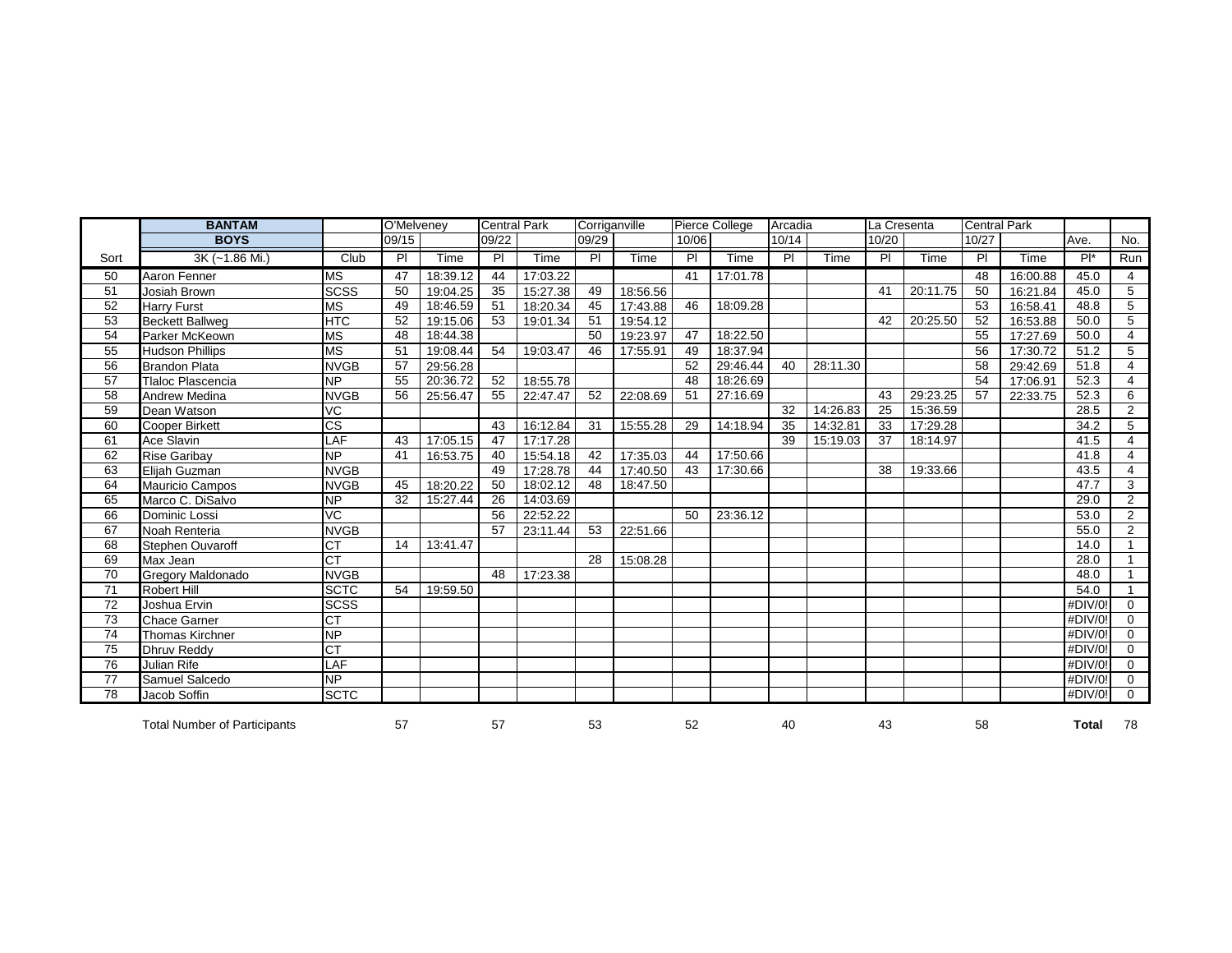| | BANTAM | | O'Melveney | | Central Park | | Corriganville | | Pierce College | | Arcadia | | La Cresenta | | Central Park | | | |
|---|---|---|---|---|---|---|---|---|---|---|---|---|---|---|---|---|---|---|
| | BOYS | | 09/15 | | 09/22 | | 09/29 | | 10/06 | | 10/14 | | 10/20 | | 10/27 | | Ave. | No. |
| Sort | 3K (~1.86 Mi.) | Club | Pl | Time | Pl | Time | Pl | Time | Pl | Time | Pl | Time | Pl | Time | Pl | Time | Pl* | Run |
| 50 | Aaron Fenner | MS | 47 | 18:39.12 | 44 | 17:03.22 | | | 41 | 17:01.78 | | | | | 48 | 16:00.88 | 45.0 | 4 |
| 51 | Josiah Brown | SCSS | 50 | 19:04.25 | 35 | 15:27.38 | 49 | 18:56.56 | | | | | 41 | 20:11.75 | 50 | 16:21.84 | 45.0 | 5 |
| 52 | Harry Furst | MS | 49 | 18:46.59 | 51 | 18:20.34 | 45 | 17:43.88 | 46 | 18:09.28 | | | | | 53 | 16:58.41 | 48.8 | 5 |
| 53 | Beckett Ballweg | HTC | 52 | 19:15.06 | 53 | 19:01.34 | 51 | 19:54.12 | | | | | 42 | 20:25.50 | 52 | 16:53.88 | 50.0 | 5 |
| 54 | Parker McKeown | MS | 48 | 18:44.38 | | | 50 | 19:23.97 | 47 | 18:22.50 | | | | | 55 | 17:27.69 | 50.0 | 4 |
| 55 | Hudson Phillips | MS | 51 | 19:08.44 | 54 | 19:03.47 | 46 | 17:55.91 | 49 | 18:37.94 | | | | | 56 | 17:30.72 | 51.2 | 5 |
| 56 | Brandon Plata | NVGB | 57 | 29:56.28 | | | | | 52 | 29:46.44 | 40 | 28:11.30 | | | 58 | 29:42.69 | 51.8 | 4 |
| 57 | Tlaloc Plascencia | NP | 55 | 20:36.72 | 52 | 18:55.78 | | | 48 | 18:26.69 | | | | | 54 | 17:06.91 | 52.3 | 4 |
| 58 | Andrew Medina | NVGB | 56 | 25:56.47 | 55 | 22:47.47 | 52 | 22:08.69 | 51 | 27:16.69 | | | 43 | 29:23.25 | 57 | 22:33.75 | 52.3 | 6 |
| 59 | Dean Watson | VC | | | | | | | | | 32 | 14:26.83 | 25 | 15:36.59 | | | 28.5 | 2 |
| 60 | Cooper Birkett | CS | | | 43 | 16:12.84 | 31 | 15:55.28 | 29 | 14:18.94 | 35 | 14:32.81 | 33 | 17:29.28 | | | 34.2 | 5 |
| 61 | Ace Slavin | LAF | 43 | 17:05.15 | 47 | 17:17.28 | | | | | 39 | 15:19.03 | 37 | 18:14.97 | | | 41.5 | 4 |
| 62 | Rise Garibay | NP | 41 | 16:53.75 | 40 | 15:54.18 | 42 | 17:35.03 | 44 | 17:50.66 | | | | | | | 41.8 | 4 |
| 63 | Elijah Guzman | NVGB | | | 49 | 17:28.78 | 44 | 17:40.50 | 43 | 17:30.66 | | | 38 | 19:33.66 | | | 43.5 | 4 |
| 64 | Mauricio Campos | NVGB | 45 | 18:20.22 | 50 | 18:02.12 | 48 | 18:47.50 | | | | | | | | | 47.7 | 3 |
| 65 | Marco C. DiSalvo | NP | 32 | 15:27.44 | 26 | 14:03.69 | | | | | | | | | | | 29.0 | 2 |
| 66 | Dominic Lossi | VC | | | 56 | 22:52.22 | | | 50 | 23:36.12 | | | | | | | 53.0 | 2 |
| 67 | Noah Renteria | NVGB | | | 57 | 23:11.44 | 53 | 22:51.66 | | | | | | | | | 55.0 | 2 |
| 68 | Stephen Ouvaroff | CT | 14 | 13:41.47 | | | | | | | | | | | | | 14.0 | 1 |
| 69 | Max Jean | CT | | | | | 28 | 15:08.28 | | | | | | | | | 28.0 | 1 |
| 70 | Gregory Maldonado | NVGB | | | 48 | 17:23.38 | | | | | | | | | | | 48.0 | 1 |
| 71 | Robert Hill | SCTC | 54 | 19:59.50 | | | | | | | | | | | | | 54.0 | 1 |
| 72 | Joshua Ervin | SCSS | | | | | | | | | | | | | | | #DIV/0! | 0 |
| 73 | Chace Garner | CT | | | | | | | | | | | | | | | #DIV/0! | 0 |
| 74 | Thomas Kirchner | NP | | | | | | | | | | | | | | | #DIV/0! | 0 |
| 75 | Dhruv Reddy | CT | | | | | | | | | | | | | | | #DIV/0! | 0 |
| 76 | Julian Rife | LAF | | | | | | | | | | | | | | | #DIV/0! | 0 |
| 77 | Samuel Salcedo | NP | | | | | | | | | | | | | | | #DIV/0! | 0 |
| 78 | Jacob Soffin | SCTC | | | | | | | | | | | | | | | #DIV/0! | 0 |
| | Total Number of Participants | | 57 | | 57 | | 53 | | 52 | | 40 | | 43 | | 58 | | **Total** | 78 |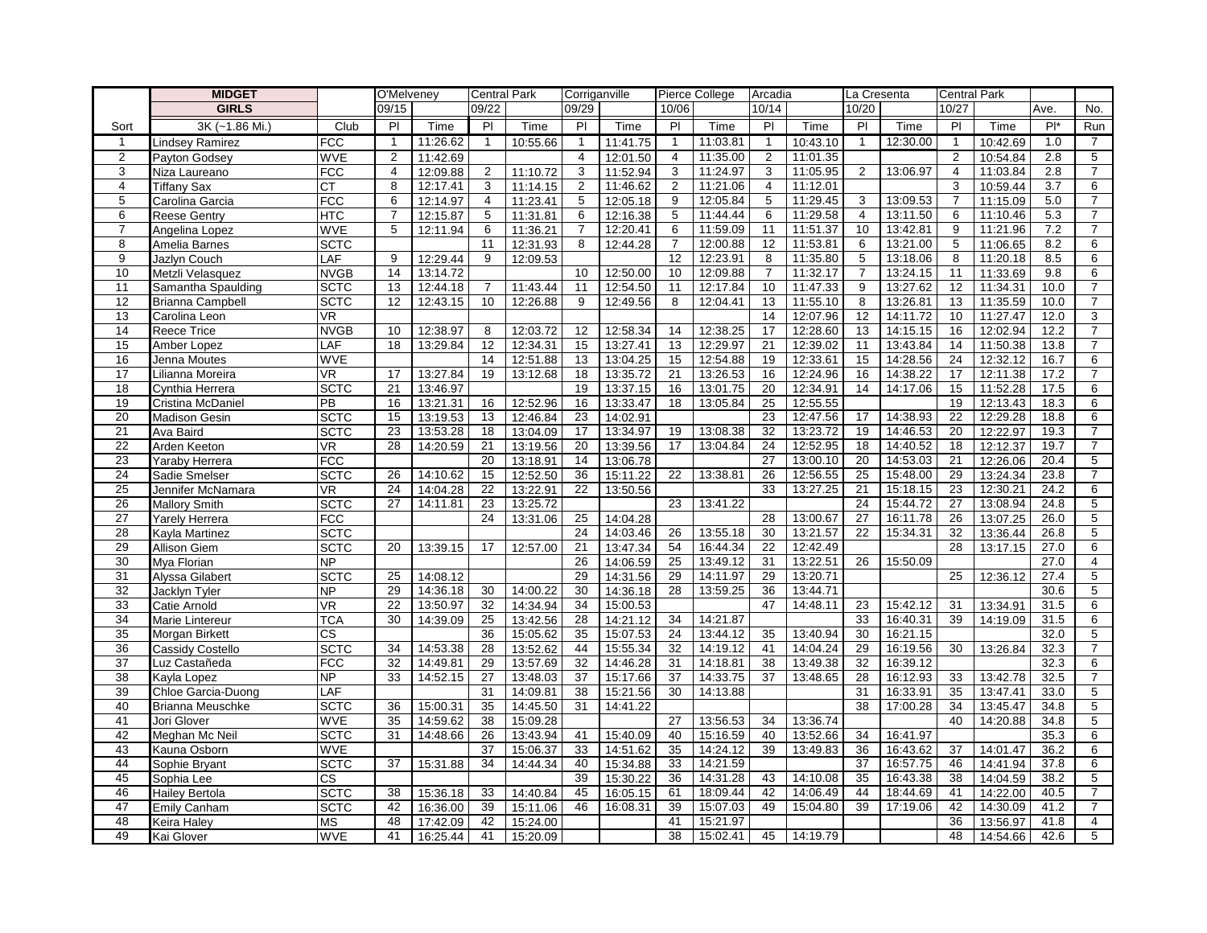| | MIDGET | | O'Melveney | | Central Park | | Corriganville | | Pierce College | | Arcadia | | La Cresenta | | Central Park | | | |
|---|---|---|---|---|---|---|---|---|---|---|---|---|---|---|---|---|---|---|
| | GIRLS | | 09/15 | | 09/22 | | 09/29 | | 10/06 | | 10/14 | | 10/20 | | 10/27 | | Ave. | No. |
| Sort | 3K (~1.86 Mi.) | Club | Pl | Time | Pl | Time | Pl | Time | Pl | Time | Pl | Time | Pl | Time | Pl | Time | Pl* | Run |
| 1 | Lindsey Ramirez | FCC | 1 | 11:26.62 | 1 | 10:55.66 | 1 | 11:41.75 | 1 | 11:03.81 | 1 | 10:43.10 | 1 | 12:30.00 | 1 | 10:42.69 | 1.0 | 7 |
| 2 | Payton Godsey | WVE | 2 | 11:42.69 | | | 4 | 12:01.50 | 4 | 11:35.00 | 2 | 11:01.35 | | | 2 | 10:54.84 | 2.8 | 5 |
| 3 | Niza Laureano | FCC | 4 | 12:09.88 | 2 | 11:10.72 | 3 | 11:52.94 | 3 | 11:24.97 | 3 | 11:05.95 | 2 | 13:06.97 | 4 | 11:03.84 | 2.8 | 7 |
| 4 | Tiffany Sax | CT | 8 | 12:17.41 | 3 | 11:14.15 | 2 | 11:46.62 | 2 | 11:21.06 | 4 | 11:12.01 | | | 3 | 10:59.44 | 3.7 | 6 |
| 5 | Carolina Garcia | FCC | 6 | 12:14.97 | 4 | 11:23.41 | 5 | 12:05.18 | 9 | 12:05.84 | 5 | 11:29.45 | 3 | 13:09.53 | 7 | 11:15.09 | 5.0 | 7 |
| 6 | Reese Gentry | HTC | 7 | 12:15.87 | 5 | 11:31.81 | 6 | 12:16.38 | 5 | 11:44.44 | 6 | 11:29.58 | 4 | 13:11.50 | 6 | 11:10.46 | 5.3 | 7 |
| 7 | Angelina Lopez | WVE | 5 | 12:11.94 | 6 | 11:36.21 | 7 | 12:20.41 | 6 | 11:59.09 | 11 | 11:51.37 | 10 | 13:42.81 | 9 | 11:21.96 | 7.2 | 7 |
| 8 | Amelia Barnes | SCTC | | | 11 | 12:31.93 | 8 | 12:44.28 | 7 | 12:00.88 | 12 | 11:53.81 | 6 | 13:21.00 | 5 | 11:06.65 | 8.2 | 6 |
| 9 | Jazlyn Couch | LAF | 9 | 12:29.44 | 9 | 12:09.53 | | | 12 | 12:23.91 | 8 | 11:35.80 | 5 | 13:18.06 | 8 | 11:20.18 | 8.5 | 6 |
| 10 | Metzli Velasquez | NVGB | 14 | 13:14.72 | | | 10 | 12:50.00 | 10 | 12:09.88 | 7 | 11:32.17 | 7 | 13:24.15 | 11 | 11:33.69 | 9.8 | 6 |
| 11 | Samantha Spaulding | SCTC | 13 | 12:44.18 | 7 | 11:43.44 | 11 | 12:54.50 | 11 | 12:17.84 | 10 | 11:47.33 | 9 | 13:27.62 | 12 | 11:34.31 | 10.0 | 7 |
| 12 | Brianna Campbell | SCTC | 12 | 12:43.15 | 10 | 12:26.88 | 9 | 12:49.56 | 8 | 12:04.41 | 13 | 11:55.10 | 8 | 13:26.81 | 13 | 11:35.59 | 10.0 | 7 |
| 13 | Carolina Leon | VR | | | | | | | | | 14 | 12:07.96 | 12 | 14:11.72 | 10 | 11:27.47 | 12.0 | 3 |
| 14 | Reece Trice | NVGB | 10 | 12:38.97 | 8 | 12:03.72 | 12 | 12:58.34 | 14 | 12:38.25 | 17 | 12:28.60 | 13 | 14:15.15 | 16 | 12:02.94 | 12.2 | 7 |
| 15 | Amber Lopez | LAF | 18 | 13:29.84 | 12 | 12:34.31 | 15 | 13:27.41 | 13 | 12:29.97 | 21 | 12:39.02 | 11 | 13:43.84 | 14 | 11:50.38 | 13.8 | 7 |
| 16 | Jenna Moutes | WVE | | | 14 | 12:51.88 | 13 | 13:04.25 | 15 | 12:54.88 | 19 | 12:33.61 | 15 | 14:28.56 | 24 | 12:32.12 | 16.7 | 6 |
| 17 | Lilianna Moreira | VR | 17 | 13:27.84 | 19 | 13:12.68 | 18 | 13:35.72 | 21 | 13:26.53 | 16 | 12:24.96 | 16 | 14:38.22 | 17 | 12:11.38 | 17.2 | 7 |
| 18 | Cynthia Herrera | SCTC | 21 | 13:46.97 | | | 19 | 13:37.15 | 16 | 13:01.75 | 20 | 12:34.91 | 14 | 14:17.06 | 15 | 11:52.28 | 17.5 | 6 |
| 19 | Cristina McDaniel | PB | 16 | 13:21.31 | 16 | 12:52.96 | 16 | 13:33.47 | 18 | 13:05.84 | 25 | 12:55.55 | | | 19 | 12:13.43 | 18.3 | 6 |
| 20 | Madison Gesin | SCTC | 15 | 13:19.53 | 13 | 12:46.84 | 23 | 14:02.91 | | | 23 | 12:47.56 | 17 | 14:38.93 | 22 | 12:29.28 | 18.8 | 6 |
| 21 | Ava Baird | SCTC | 23 | 13:53.28 | 18 | 13:04.09 | 17 | 13:34.97 | 19 | 13:08.38 | 32 | 13:23.72 | 19 | 14:46.53 | 20 | 12:22.97 | 19.3 | 7 |
| 22 | Arden Keeton | VR | 28 | 14:20.59 | 21 | 13:19.56 | 20 | 13:39.56 | 17 | 13:04.84 | 24 | 12:52.95 | 18 | 14:40.52 | 18 | 12:12.37 | 19.7 | 7 |
| 23 | Yaraby Herrera | FCC | | | 20 | 13:18.91 | 14 | 13:06.78 | | | 27 | 13:00.10 | 20 | 14:53.03 | 21 | 12:26.06 | 20.4 | 5 |
| 24 | Sadie Smelser | SCTC | 26 | 14:10.62 | 15 | 12:52.50 | 36 | 15:11.22 | 22 | 13:38.81 | 26 | 12:56.55 | 25 | 15:48.00 | 29 | 13:24.34 | 23.8 | 7 |
| 25 | Jennifer McNamara | VR | 24 | 14:04.28 | 22 | 13:22.91 | 22 | 13:50.56 | | | 33 | 13:27.25 | 21 | 15:18.15 | 23 | 12:30.21 | 24.2 | 6 |
| 26 | Mallory Smith | SCTC | 27 | 14:11.81 | 23 | 13:25.72 | | | 23 | 13:41.22 | | | 24 | 15:44.72 | 27 | 13:08.94 | 24.8 | 5 |
| 27 | Yarely Herrera | FCC | | | 24 | 13:31.06 | 25 | 14:04.28 | | | 28 | 13:00.67 | 27 | 16:11.78 | 26 | 13:07.25 | 26.0 | 5 |
| 28 | Kayla Martinez | SCTC | | | | | 24 | 14:03.46 | 26 | 13:55.18 | 30 | 13:21.57 | 22 | 15:34.31 | 32 | 13:36.44 | 26.8 | 5 |
| 29 | Allison Giem | SCTC | 20 | 13:39.15 | 17 | 12:57.00 | 21 | 13:47.34 | 54 | 16:44.34 | 22 | 12:42.49 | | | 28 | 13:17.15 | 27.0 | 6 |
| 30 | Mya Florian | NP | | | | | 26 | 14:06.59 | 25 | 13:49.12 | 31 | 13:22.51 | 26 | 15:50.09 | | | 27.0 | 4 |
| 31 | Alyssa Gilabert | SCTC | 25 | 14:08.12 | | | 29 | 14:31.56 | 29 | 14:11.97 | 29 | 13:20.71 | | | 25 | 12:36.12 | 27.4 | 5 |
| 32 | Jacklyn Tyler | NP | 29 | 14:36.18 | 30 | 14:00.22 | 30 | 14:36.18 | 28 | 13:59.25 | 36 | 13:44.71 | | | | | 30.6 | 5 |
| 33 | Catie Arnold | VR | 22 | 13:50.97 | 32 | 14:34.94 | 34 | 15:00.53 | | | 47 | 14:48.11 | 23 | 15:42.12 | 31 | 13:34.91 | 31.5 | 6 |
| 34 | Marie Lintereur | TCA | 30 | 14:39.09 | 25 | 13:42.56 | 28 | 14:21.12 | 34 | 14:21.87 | | | 33 | 16:40.31 | 39 | 14:19.09 | 31.5 | 6 |
| 35 | Morgan Birkett | CS | | | 36 | 15:05.62 | 35 | 15:07.53 | 24 | 13:44.12 | 35 | 13:40.94 | 30 | 16:21.15 | | | 32.0 | 5 |
| 36 | Cassidy Costello | SCTC | 34 | 14:53.38 | 28 | 13:52.62 | 44 | 15:55.34 | 32 | 14:19.12 | 41 | 14:04.24 | 29 | 16:19.56 | 30 | 13:26.84 | 32.3 | 7 |
| 37 | Luz Castañeda | FCC | 32 | 14:49.81 | 29 | 13:57.69 | 32 | 14:46.28 | 31 | 14:18.81 | 38 | 13:49.38 | 32 | 16:39.12 | | | 32.3 | 6 |
| 38 | Kayla Lopez | NP | 33 | 14:52.15 | 27 | 13:48.03 | 37 | 15:17.66 | 37 | 14:33.75 | 37 | 13:48.65 | 28 | 16:12.93 | 33 | 13:42.78 | 32.5 | 7 |
| 39 | Chloe Garcia-Duong | LAF | | | 31 | 14:09.81 | 38 | 15:21.56 | 30 | 14:13.88 | | | 31 | 16:33.91 | 35 | 13:47.41 | 33.0 | 5 |
| 40 | Brianna Meuschke | SCTC | 36 | 15:00.31 | 35 | 14:45.50 | 31 | 14:41.22 | | | | | 38 | 17:00.28 | 34 | 13:45.47 | 34.8 | 5 |
| 41 | Jori Glover | WVE | 35 | 14:59.62 | 38 | 15:09.28 | | | 27 | 13:56.53 | 34 | 13:36.74 | | | 40 | 14:20.88 | 34.8 | 5 |
| 42 | Meghan Mc Neil | SCTC | 31 | 14:48.66 | 26 | 13:43.94 | 41 | 15:40.09 | 40 | 15:16.59 | 40 | 13:52.66 | 34 | 16:41.97 | | | 35.3 | 6 |
| 43 | Kauna Osborn | WVE | | | 37 | 15:06.37 | 33 | 14:51.62 | 35 | 14:24.12 | 39 | 13:49.83 | 36 | 16:43.62 | 37 | 14:01.47 | 36.2 | 6 |
| 44 | Sophie Bryant | SCTC | 37 | 15:31.88 | 34 | 14:44.34 | 40 | 15:34.88 | 33 | 14:21.59 | | | 37 | 16:57.75 | 46 | 14:41.94 | 37.8 | 6 |
| 45 | Sophia Lee | CS | | | | | 39 | 15:30.22 | 36 | 14:31.28 | 43 | 14:10.08 | 35 | 16:43.38 | 38 | 14:04.59 | 38.2 | 5 |
| 46 | Hailey Bertola | SCTC | 38 | 15:36.18 | 33 | 14:40.84 | 45 | 16:05.15 | 61 | 18:09.44 | 42 | 14:06.49 | 44 | 18:44.69 | 41 | 14:22.00 | 40.5 | 7 |
| 47 | Emily Canham | SCTC | 42 | 16:36.00 | 39 | 15:11.06 | 46 | 16:08.31 | 39 | 15:07.03 | 49 | 15:04.80 | 39 | 17:19.06 | 42 | 14:30.09 | 41.2 | 7 |
| 48 | Keira Haley | MS | 48 | 17:42.09 | 42 | 15:24.00 | | | 41 | 15:21.97 | | | | | 36 | 13:56.97 | 41.8 | 4 |
| 49 | Kai Glover | WVE | 41 | 16:25.44 | 41 | 15:20.09 | | | 38 | 15:02.41 | 45 | 14:19.79 | | | 48 | 14:54.66 | 42.6 | 5 |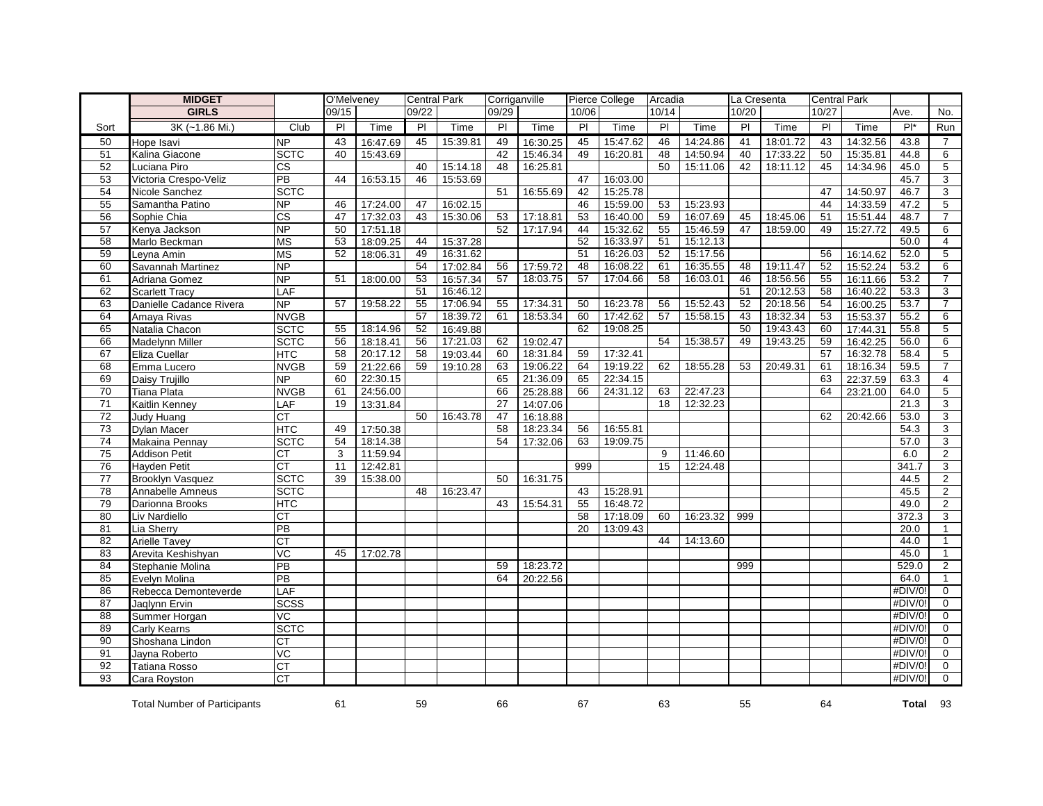| | MIDGET | | O'Melveney | | Central Park | | Corriganville | | Pierce College | | Arcadia | | La Cresenta | | Central Park | | | |
|---|---|---|---|---|---|---|---|---|---|---|---|---|---|---|---|---|---|---|
| | GIRLS | | 09/15 | | 09/22 | | 09/29 | | 10/06 | | 10/14 | | 10/20 | | 10/27 | | Ave. | No. |
| Sort | 3K (~1.86 Mi.) | Club | Pl | Time | Pl | Time | Pl | Time | Pl | Time | Pl | Time | Pl | Time | Pl | Time | Pl* | Run |
| 50 | Hope Isavi | NP | 43 | 16:47.69 | 45 | 15:39.81 | 49 | 16:30.25 | 45 | 15:47.62 | 46 | 14:24.86 | 41 | 18:01.72 | 43 | 14:32.56 | 43.8 | 7 |
| 51 | Kalina Giacone | SCTC | 40 | 15:43.69 | | | 42 | 15:46.34 | 49 | 16:20.81 | 48 | 14:50.94 | 40 | 17:33.22 | 50 | 15:35.81 | 44.8 | 6 |
| 52 | Luciana Piro | CS | | | 40 | 15:14.18 | 48 | 16:25.81 | | | 50 | 15:11.06 | 42 | 18:11.12 | 45 | 14:34.96 | 45.0 | 5 |
| 53 | Victoria Crespo-Veliz | PB | 44 | 16:53.15 | 46 | 15:53.69 | | | 47 | 16:03.00 | | | | | | | 45.7 | 3 |
| 54 | Nicole Sanchez | SCTC | | | | | 51 | 16:55.69 | 42 | 15:25.78 | | | | | 47 | 14:50.97 | 46.7 | 3 |
| 55 | Samantha Patino | NP | 46 | 17:24.00 | 47 | 16:02.15 | | | 46 | 15:59.00 | 53 | 15:23.93 | | | 44 | 14:33.59 | 47.2 | 5 |
| 56 | Sophie Chia | CS | 47 | 17:32.03 | 43 | 15:30.06 | 53 | 17:18.81 | 53 | 16:40.00 | 59 | 16:07.69 | 45 | 18:45.06 | 51 | 15:51.44 | 48.7 | 7 |
| 57 | Kenya Jackson | NP | 50 | 17:51.18 | | | 52 | 17:17.94 | 44 | 15:32.62 | 55 | 15:46.59 | 47 | 18:59.00 | 49 | 15:27.72 | 49.5 | 6 |
| 58 | Marlo Beckman | MS | 53 | 18:09.25 | 44 | 15:37.28 | | | 52 | 16:33.97 | 51 | 15:12.13 | | | | | 50.0 | 4 |
| 59 | Leyna Amin | MS | 52 | 18:06.31 | 49 | 16:31.62 | | | 51 | 16:26.03 | 52 | 15:17.56 | | | 56 | 16:14.62 | 52.0 | 5 |
| 60 | Savannah Martinez | NP | | | 54 | 17:02.84 | 56 | 17:59.72 | 48 | 16:08.22 | 61 | 16:35.55 | 48 | 19:11.47 | 52 | 15:52.24 | 53.2 | 6 |
| 61 | Adriana Gomez | NP | 51 | 18:00.00 | 53 | 16:57.34 | 57 | 18:03.75 | 57 | 17:04.66 | 58 | 16:03.01 | 46 | 18:56.56 | 55 | 16:11.66 | 53.2 | 7 |
| 62 | Scarlett Tracy | LAF | | | 51 | 16:46.12 | | | | | | | 51 | 20:12.53 | 58 | 16:40.22 | 53.3 | 3 |
| 63 | Danielle Cadance Rivera | NP | 57 | 19:58.22 | 55 | 17:06.94 | 55 | 17:34.31 | 50 | 16:23.78 | 56 | 15:52.43 | 52 | 20:18.56 | 54 | 16:00.25 | 53.7 | 7 |
| 64 | Amaya Rivas | NVGB | | | 57 | 18:39.72 | 61 | 18:53.34 | 60 | 17:42.62 | 57 | 15:58.15 | 43 | 18:32.34 | 53 | 15:53.37 | 55.2 | 6 |
| 65 | Natalia Chacon | SCTC | 55 | 18:14.96 | 52 | 16:49.88 | | | 62 | 19:08.25 | | | 50 | 19:43.43 | 60 | 17:44.31 | 55.8 | 5 |
| 66 | Madelynn Miller | SCTC | 56 | 18:18.41 | 56 | 17:21.03 | 62 | 19:02.47 | | | 54 | 15:38.57 | 49 | 19:43.25 | 59 | 16:42.25 | 56.0 | 6 |
| 67 | Eliza Cuellar | HTC | 58 | 20:17.12 | 58 | 19:03.44 | 60 | 18:31.84 | 59 | 17:32.41 | | | | | 57 | 16:32.78 | 58.4 | 5 |
| 68 | Emma Lucero | NVGB | 59 | 21:22.66 | 59 | 19:10.28 | 63 | 19:06.22 | 64 | 19:19.22 | 62 | 18:55.28 | 53 | 20:49.31 | 61 | 18:16.34 | 59.5 | 7 |
| 69 | Daisy Trujillo | NP | 60 | 22:30.15 | | | 65 | 21:36.09 | 65 | 22:34.15 | | | | | 63 | 22:37.59 | 63.3 | 4 |
| 70 | Tiana Plata | NVGB | 61 | 24:56.00 | | | 66 | 25:28.88 | 66 | 24:31.12 | 63 | 22:47.23 | | | 64 | 23:21.00 | 64.0 | 5 |
| 71 | Kaitlin Kenney | LAF | 19 | 13:31.84 | | | 27 | 14:07.06 | | | 18 | 12:32.23 | | | | | 21.3 | 3 |
| 72 | Judy Huang | CT | | | 50 | 16:43.78 | 47 | 16:18.88 | | | | | | | 62 | 20:42.66 | 53.0 | 3 |
| 73 | Dylan Macer | HTC | 49 | 17:50.38 | | | 58 | 18:23.34 | 56 | 16:55.81 | | | | | | | 54.3 | 3 |
| 74 | Makaina Pennay | SCTC | 54 | 18:14.38 | | | 54 | 17:32.06 | 63 | 19:09.75 | | | | | | | 57.0 | 3 |
| 75 | Addison Petit | CT | 3 | 11:59.94 | | | | | | | 9 | 11:46.60 | | | | | 6.0 | 2 |
| 76 | Hayden Petit | CT | 11 | 12:42.81 | | | | | 999 | | 15 | 12:24.48 | | | | | 341.7 | 3 |
| 77 | Brooklyn Vasquez | SCTC | 39 | 15:38.00 | | | 50 | 16:31.75 | | | | | | | | | 44.5 | 2 |
| 78 | Annabelle Amneus | SCTC | | | 48 | 16:23.47 | | | 43 | 15:28.91 | | | | | | | 45.5 | 2 |
| 79 | Darionna Brooks | HTC | | | | | 43 | 15:54.31 | 55 | 16:48.72 | | | | | | | 49.0 | 2 |
| 80 | Liv Nardiello | CT | | | | | | | 58 | 17:18.09 | 60 | 16:23.32 | 999 | | | | 372.3 | 3 |
| 81 | Lia Sherry | PB | | | | | | | 20 | 13:09.43 | | | | | | | 20.0 | 1 |
| 82 | Arielle Tavey | CT | | | | | | | | | 44 | 14:13.60 | | | | | 44.0 | 1 |
| 83 | Arevita Keshishyan | VC | 45 | 17:02.78 | | | | | | | | | | | | | 45.0 | 1 |
| 84 | Stephanie Molina | PB | | | | | 59 | 18:23.72 | | | | | 999 | | | | 529.0 | 2 |
| 85 | Evelyn Molina | PB | | | | | 64 | 20:22.56 | | | | | | | | | 64.0 | 1 |
| 86 | Rebecca Demonteverde | LAF | | | | | | | | | | | | | | | #DIV/0! | 0 |
| 87 | Jaqlynn Ervin | SCSS | | | | | | | | | | | | | | | #DIV/0! | 0 |
| 88 | Summer Horgan | VC | | | | | | | | | | | | | | | #DIV/0! | 0 |
| 89 | Carly Kearns | SCTC | | | | | | | | | | | | | | | #DIV/0! | 0 |
| 90 | Shoshana Lindon | CT | | | | | | | | | | | | | | | #DIV/0! | 0 |
| 91 | Jayna Roberto | VC | | | | | | | | | | | | | | | #DIV/0! | 0 |
| 92 | Tatiana Rosso | CT | | | | | | | | | | | | | | | #DIV/0! | 0 |
| 93 | Cara Royston | CT | | | | | | | | | | | | | | | #DIV/0! | 0 |
| | Total Number of Participants | | 61 | | 59 | | 66 | | 67 | | 63 | | 55 | | 64 | | **Total** | 93 |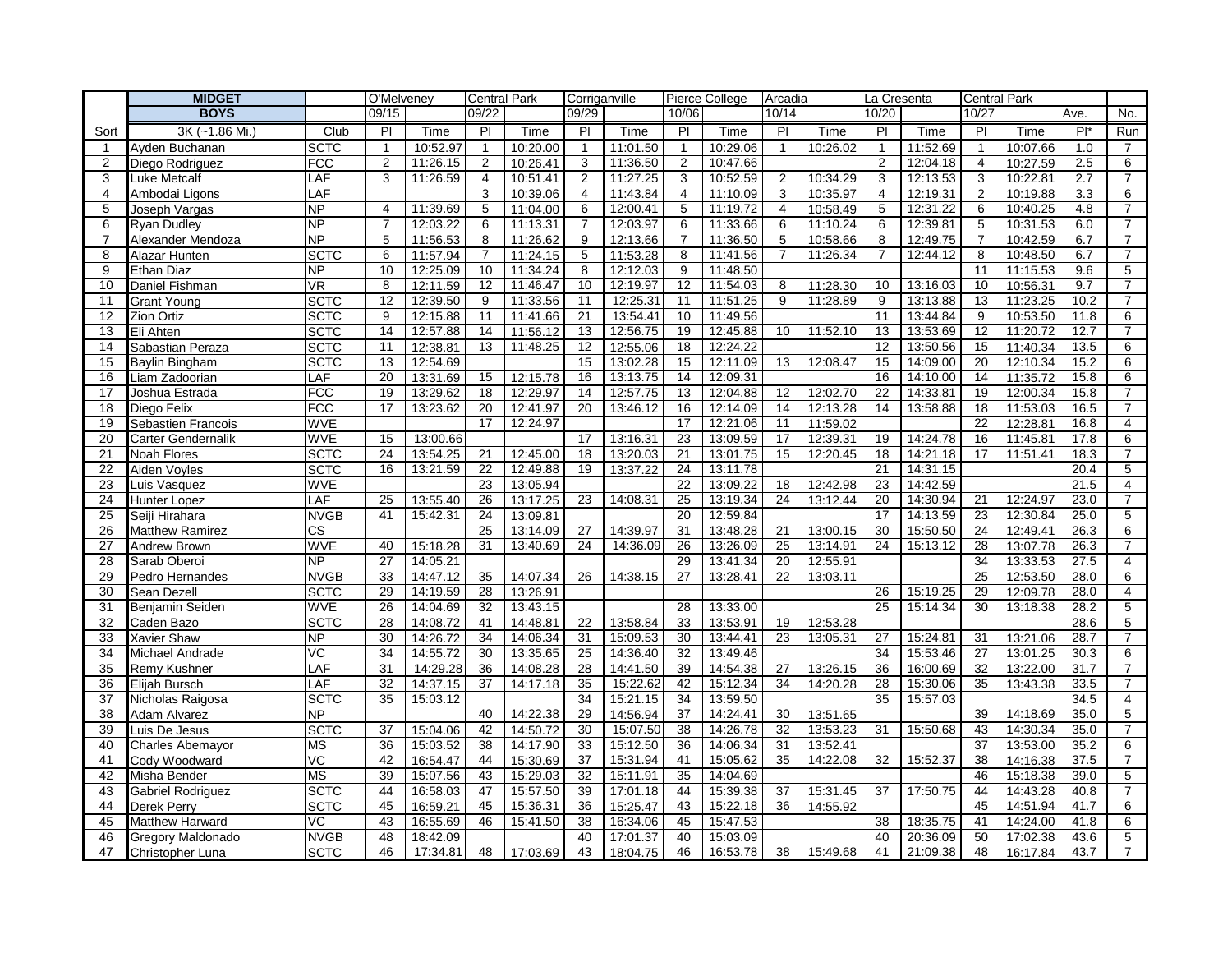| Sort | MIDGET BOYS 3K (~1.86 Mi.) | Club | O'Melveney 09/15 Pl | Time | Central Park 09/22 Pl | Time | Corriganville 09/29 Pl | Time | Pierce College 10/06 Pl | Time | Arcadia 10/14 Pl | Time | La Cresenta 10/20 Pl | Time | Central Park 10/27 Pl | Time | Ave. Pl* | No. Run |
|---|---|---|---|---|---|---|---|---|---|---|---|---|---|---|---|---|---|---|
| 1 | Ayden Buchanan | SCTC | 1 | 10:52.97 | 1 | 10:20.00 | 1 | 11:01.50 | 1 | 10:29.06 | 1 | 10:26.02 | 1 | 11:52.69 | 1 | 10:07.66 | 1.0 | 7 |
| 2 | Diego Rodriguez | FCC | 2 | 11:26.15 | 2 | 10:26.41 | 3 | 11:36.50 | 2 | 10:47.66 | | | 2 | 12:04.18 | 4 | 10:27.59 | 2.5 | 6 |
| 3 | Luke Metcalf | LAF | 3 | 11:26.59 | 4 | 10:51.41 | 2 | 11:27.25 | 3 | 10:52.59 | 2 | 10:34.29 | 3 | 12:13.53 | 3 | 10:22.81 | 2.7 | 7 |
| 4 | Ambodai Ligons | LAF | | | 3 | 10:39.06 | 4 | 11:43.84 | 4 | 11:10.09 | 3 | 10:35.97 | 4 | 12:19.31 | 2 | 10:19.88 | 3.3 | 6 |
| 5 | Joseph Vargas | NP | 4 | 11:39.69 | 5 | 11:04.00 | 6 | 12:00.41 | 5 | 11:19.72 | 4 | 10:58.49 | 5 | 12:31.22 | 6 | 10:40.25 | 4.8 | 7 |
| 6 | Ryan Dudley | NP | 7 | 12:03.22 | 6 | 11:13.31 | 7 | 12:03.97 | 6 | 11:33.66 | 6 | 11:10.24 | 6 | 12:39.81 | 5 | 10:31.53 | 6.0 | 7 |
| 7 | Alexander Mendoza | NP | 5 | 11:56.53 | 8 | 11:26.62 | 9 | 12:13.66 | 7 | 11:36.50 | 5 | 10:58.66 | 8 | 12:49.75 | 7 | 10:42.59 | 6.7 | 7 |
| 8 | Alazar Hunten | SCTC | 6 | 11:57.94 | 7 | 11:24.15 | 5 | 11:53.28 | 8 | 11:41.56 | 7 | 11:26.34 | 7 | 12:44.12 | 8 | 10:48.50 | 6.7 | 7 |
| 9 | Ethan Diaz | NP | 10 | 12:25.09 | 10 | 11:34.24 | 8 | 12:12.03 | 9 | 11:48.50 | | | | | 11 | 11:15.53 | 9.6 | 5 |
| 10 | Daniel Fishman | VR | 8 | 12:11.59 | 12 | 11:46.47 | 10 | 12:19.97 | 12 | 11:54.03 | 8 | 11:28.30 | 10 | 13:16.03 | 10 | 10:56.31 | 9.7 | 7 |
| 11 | Grant Young | SCTC | 12 | 12:39.50 | 9 | 11:33.56 | 11 | 12:25.31 | 11 | 11:51.25 | 9 | 11:28.89 | 9 | 13:13.88 | 13 | 11:23.25 | 10.2 | 7 |
| 12 | Zion Ortiz | SCTC | 9 | 12:15.88 | 11 | 11:41.66 | 21 | 13:54.41 | 10 | 11:49.56 | | | 11 | 13:44.84 | 9 | 10:53.50 | 11.8 | 6 |
| 13 | Eli Ahten | SCTC | 14 | 12:57.88 | 14 | 11:56.12 | 13 | 12:56.75 | 19 | 12:45.88 | 10 | 11:52.10 | 13 | 13:53.69 | 12 | 11:20.72 | 12.7 | 7 |
| 14 | Sabastian Peraza | SCTC | 11 | 12:38.81 | 13 | 11:48.25 | 12 | 12:55.06 | 18 | 12:24.22 | | | 12 | 13:50.56 | 15 | 11:40.34 | 13.5 | 6 |
| 15 | Baylin Bingham | SCTC | 13 | 12:54.69 | | | 15 | 13:02.28 | 15 | 12:11.09 | 13 | 12:08.47 | 15 | 14:09.00 | 20 | 12:10.34 | 15.2 | 6 |
| 16 | Liam Zadoorian | LAF | 20 | 13:31.69 | 15 | 12:15.78 | 16 | 13:13.75 | 14 | 12:09.31 | | | 16 | 14:10.00 | 14 | 11:35.72 | 15.8 | 6 |
| 17 | Joshua Estrada | FCC | 19 | 13:29.62 | 18 | 12:29.97 | 14 | 12:57.75 | 13 | 12:04.88 | 12 | 12:02.70 | 22 | 14:33.81 | 19 | 12:00.34 | 15.8 | 7 |
| 18 | Diego Felix | FCC | 17 | 13:23.62 | 20 | 12:41.97 | 20 | 13:46.12 | 16 | 12:14.09 | 14 | 12:13.28 | 14 | 13:58.88 | 18 | 11:53.03 | 16.5 | 7 |
| 19 | Sebastien Francois | WVE | | | 17 | 12:24.97 | | | 17 | 12:21.06 | 11 | 11:59.02 | | | 22 | 12:28.81 | 16.8 | 4 |
| 20 | Carter Gendernalik | WVE | 15 | 13:00.66 | | | 17 | 13:16.31 | 23 | 13:09.59 | 17 | 12:39.31 | 19 | 14:24.78 | 16 | 11:45.81 | 17.8 | 6 |
| 21 | Noah Flores | SCTC | 24 | 13:54.25 | 21 | 12:45.00 | 18 | 13:20.03 | 21 | 13:01.75 | 15 | 12:20.45 | 18 | 14:21.18 | 17 | 11:51.41 | 18.3 | 7 |
| 22 | Aiden Voyles | SCTC | 16 | 13:21.59 | 22 | 12:49.88 | 19 | 13:37.22 | 24 | 13:11.78 | | | 21 | 14:31.15 | | | 20.4 | 5 |
| 23 | Luis Vasquez | WVE | | | 23 | 13:05.94 | | | 22 | 13:09.22 | 18 | 12:42.98 | 23 | 14:42.59 | | | 21.5 | 4 |
| 24 | Hunter Lopez | LAF | 25 | 13:55.40 | 26 | 13:17.25 | 23 | 14:08.31 | 25 | 13:19.34 | 24 | 13:12.44 | 20 | 14:30.94 | 21 | 12:24.97 | 23.0 | 7 |
| 25 | Seiji Hirahara | NVGB | 41 | 15:42.31 | 24 | 13:09.81 | | | 20 | 12:59.84 | | | 17 | 14:13.59 | 23 | 12:30.84 | 25.0 | 5 |
| 26 | Matthew Ramirez | CS | | | 25 | 13:14.09 | 27 | 14:39.97 | 31 | 13:48.28 | 21 | 13:00.15 | 30 | 15:50.50 | 24 | 12:49.41 | 26.3 | 6 |
| 27 | Andrew Brown | WVE | 40 | 15:18.28 | 31 | 13:40.69 | 24 | 14:36.09 | 26 | 13:26.09 | 25 | 13:14.91 | 24 | 15:13.12 | 28 | 13:07.78 | 26.3 | 7 |
| 28 | Sarab Oberoi | NP | 27 | 14:05.21 | | | | | 29 | 13:41.34 | 20 | 12:55.91 | | | 34 | 13:33.53 | 27.5 | 4 |
| 29 | Pedro Hernandes | NVGB | 33 | 14:47.12 | 35 | 14:07.34 | 26 | 14:38.15 | 27 | 13:28.41 | 22 | 13:03.11 | | | 25 | 12:53.50 | 28.0 | 6 |
| 30 | Sean Dezell | SCTC | 29 | 14:19.59 | 28 | 13:26.91 | | | | | | | 26 | 15:19.25 | 29 | 12:09.78 | 28.0 | 4 |
| 31 | Benjamin Seiden | WVE | 26 | 14:04.69 | 32 | 13:43.15 | | | 28 | 13:33.00 | | | 25 | 15:14.34 | 30 | 13:18.38 | 28.2 | 5 |
| 32 | Caden Bazo | SCTC | 28 | 14:08.72 | 41 | 14:48.81 | 22 | 13:58.84 | 33 | 13:53.91 | 19 | 12:53.28 | | | | | 28.6 | 5 |
| 33 | Xavier Shaw | NP | 30 | 14:26.72 | 34 | 14:06.34 | 31 | 15:09.53 | 30 | 13:44.41 | 23 | 13:05.31 | 27 | 15:24.81 | 31 | 13:21.06 | 28.7 | 7 |
| 34 | Michael Andrade | VC | 34 | 14:55.72 | 30 | 13:35.65 | 25 | 14:36.40 | 32 | 13:49.46 | | | 34 | 15:53.46 | 27 | 13:01.25 | 30.3 | 6 |
| 35 | Remy Kushner | LAF | 31 | 14:29.28 | 36 | 14:08.28 | 28 | 14:41.50 | 39 | 14:54.38 | 27 | 13:26.15 | 36 | 16:00.69 | 32 | 13:22.00 | 31.7 | 7 |
| 36 | Elijah Bursch | LAF | 32 | 14:37.15 | 37 | 14:17.18 | 35 | 15:22.62 | 42 | 15:12.34 | 34 | 14:20.28 | 28 | 15:30.06 | 35 | 13:43.38 | 33.5 | 7 |
| 37 | Nicholas Raigosa | SCTC | 35 | 15:03.12 | | | 34 | 15:21.15 | 34 | 13:59.50 | | | 35 | 15:57.03 | | | 34.5 | 4 |
| 38 | Adam Alvarez | NP | | | 40 | 14:22.38 | 29 | 14:56.94 | 37 | 14:24.41 | 30 | 13:51.65 | | | 39 | 14:18.69 | 35.0 | 5 |
| 39 | Luis De Jesus | SCTC | 37 | 15:04.06 | 42 | 14:50.72 | 30 | 15:07.50 | 38 | 14:26.78 | 32 | 13:53.23 | 31 | 15:50.68 | 43 | 14:30.34 | 35.0 | 7 |
| 40 | Charles Abemayor | MS | 36 | 15:03.52 | 38 | 14:17.90 | 33 | 15:12.50 | 36 | 14:06.34 | 31 | 13:52.41 | | | 37 | 13:53.00 | 35.2 | 6 |
| 41 | Cody Woodward | VC | 42 | 16:54.47 | 44 | 15:30.69 | 37 | 15:31.94 | 41 | 15:05.62 | 35 | 14:22.08 | 32 | 15:52.37 | 38 | 14:16.38 | 37.5 | 7 |
| 42 | Misha Bender | MS | 39 | 15:07.56 | 43 | 15:29.03 | 32 | 15:11.91 | 35 | 14:04.69 | | | | | 46 | 15:18.38 | 39.0 | 5 |
| 43 | Gabriel Rodriguez | SCTC | 44 | 16:58.03 | 47 | 15:57.50 | 39 | 17:01.18 | 44 | 15:39.38 | 37 | 15:31.45 | 37 | 17:50.75 | 44 | 14:43.28 | 40.8 | 7 |
| 44 | Derek Perry | SCTC | 45 | 16:59.21 | 45 | 15:36.31 | 36 | 15:25.47 | 43 | 15:22.18 | 36 | 14:55.92 | | | 45 | 14:51.94 | 41.7 | 6 |
| 45 | Matthew Harward | VC | 43 | 16:55.69 | 46 | 15:41.50 | 38 | 16:34.06 | 45 | 15:47.53 | | | 38 | 18:35.75 | 41 | 14:24.00 | 41.8 | 6 |
| 46 | Gregory Maldonado | NVGB | 48 | 18:42.09 | | | 40 | 17:01.37 | 40 | 15:03.09 | | | 40 | 20:36.09 | 50 | 17:02.38 | 43.6 | 5 |
| 47 | Christopher Luna | SCTC | 46 | 17:34.81 | 48 | 17:03.69 | 43 | 18:04.75 | 46 | 16:53.78 | 38 | 15:49.68 | 41 | 21:09.38 | 48 | 16:17.84 | 43.7 | 7 |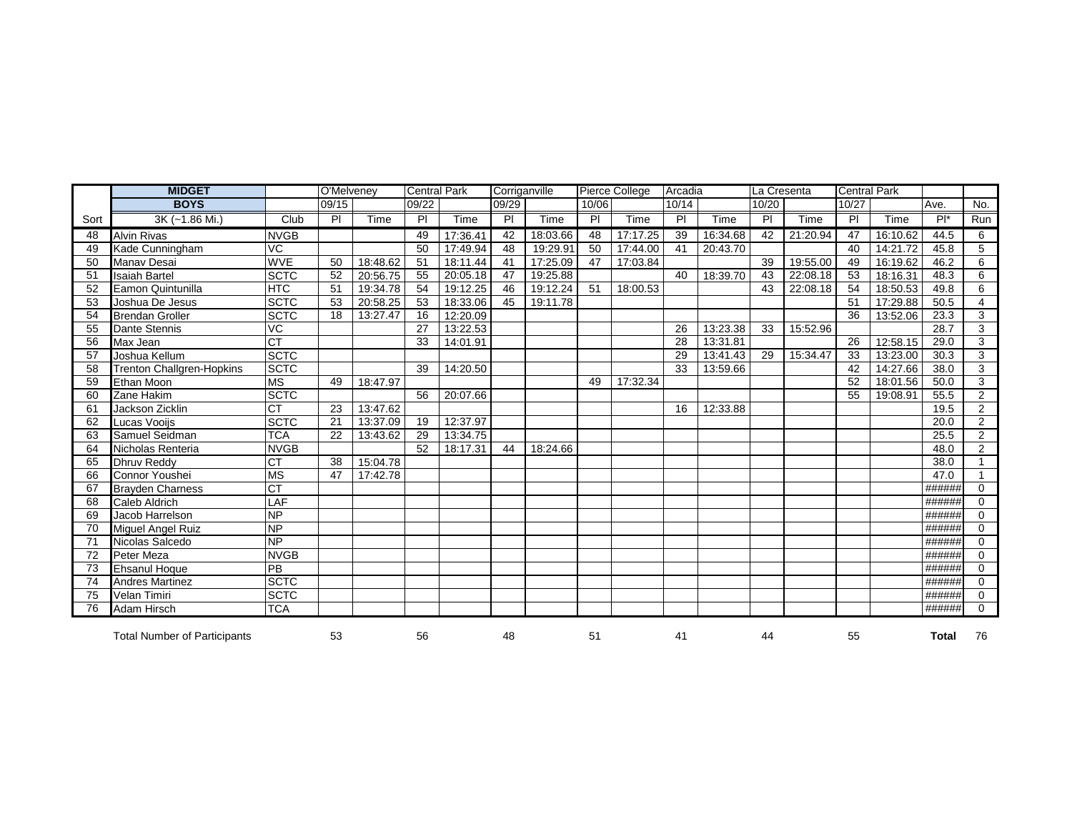| | MIDGET | | O'Melveney | | Central Park | | Corriganville | | Pierce College | | Arcadia | | La Cresenta | | Central Park | | | |
|---|---|---|---|---|---|---|---|---|---|---|---|---|---|---|---|---|---|---|
| | BOYS | | 09/15 | | 09/22 | | 09/29 | | 10/06 | | 10/14 | | 10/20 | | 10/27 | | Ave. | No. |
| Sort | 3K (~1.86 Mi.) | Club | Pl | Time | Pl | Time | Pl | Time | Pl | Time | Pl | Time | Pl | Time | Pl | Time | Pl* | Run |
| 48 | Alvin Rivas | NVGB | | | 49 | 17:36.41 | 42 | 18:03.66 | 48 | 17:17.25 | 39 | 16:34.68 | 42 | 21:20.94 | 47 | 16:10.62 | 44.5 | 6 |
| 49 | Kade Cunningham | VC | | | 50 | 17:49.94 | 48 | 19:29.91 | 50 | 17:44.00 | 41 | 20:43.70 | | | 40 | 14:21.72 | 45.8 | 5 |
| 50 | Manav Desai | WVE | 50 | 18:48.62 | 51 | 18:11.44 | 41 | 17:25.09 | 47 | 17:03.84 | | | 39 | 19:55.00 | 49 | 16:19.62 | 46.2 | 6 |
| 51 | Isaiah Bartel | SCTC | 52 | 20:56.75 | 55 | 20:05.18 | 47 | 19:25.88 | | | 40 | 18:39.70 | 43 | 22:08.18 | 53 | 18:16.31 | 48.3 | 6 |
| 52 | Eamon Quintunilla | HTC | 51 | 19:34.78 | 54 | 19:12.25 | 46 | 19:12.24 | 51 | 18:00.53 | | | 43 | 22:08.18 | 54 | 18:50.53 | 49.8 | 6 |
| 53 | Joshua De Jesus | SCTC | 53 | 20:58.25 | 53 | 18:33.06 | 45 | 19:11.78 | | | | | | | 51 | 17:29.88 | 50.5 | 4 |
| 54 | Brendan Groller | SCTC | 18 | 13:27.47 | 16 | 12:20.09 | | | | | | | | | 36 | 13:52.06 | 23.3 | 3 |
| 55 | Dante Stennis | VC | | | 27 | 13:22.53 | | | | | 26 | 13:23.38 | 33 | 15:52.96 | | | 28.7 | 3 |
| 56 | Max Jean | CT | | | 33 | 14:01.91 | | | | | 28 | 13:31.81 | | | 26 | 12:58.15 | 29.0 | 3 |
| 57 | Joshua Kellum | SCTC | | | | | | | | | 29 | 13:41.43 | 29 | 15:34.47 | 33 | 13:23.00 | 30.3 | 3 |
| 58 | Trenton Challgren-Hopkins | SCTC | | | 39 | 14:20.50 | | | | | 33 | 13:59.66 | | | 42 | 14:27.66 | 38.0 | 3 |
| 59 | Ethan Moon | MS | 49 | 18:47.97 | | | | | 49 | 17:32.34 | | | | | 52 | 18:01.56 | 50.0 | 3 |
| 60 | Zane Hakim | SCTC | | | 56 | 20:07.66 | | | | | | | | | 55 | 19:08.91 | 55.5 | 2 |
| 61 | Jackson Zicklin | CT | 23 | 13:47.62 | | | | | | | 16 | 12:33.88 | | | | | 19.5 | 2 |
| 62 | Lucas Vooijs | SCTC | 21 | 13:37.09 | 19 | 12:37.97 | | | | | | | | | | | 20.0 | 2 |
| 63 | Samuel Seidman | TCA | 22 | 13:43.62 | 29 | 13:34.75 | | | | | | | | | | | 25.5 | 2 |
| 64 | Nicholas Renteria | NVGB | | | 52 | 18:17.31 | 44 | 18:24.66 | | | | | | | | | 48.0 | 2 |
| 65 | Dhruv Reddy | CT | 38 | 15:04.78 | | | | | | | | | | | | | 38.0 | 1 |
| 66 | Connor Youshei | MS | 47 | 17:42.78 | | | | | | | | | | | | | 47.0 | 1 |
| 67 | Brayden Charness | CT | | | | | | | | | | | | | | | ###### | 0 |
| 68 | Caleb Aldrich | LAF | | | | | | | | | | | | | | | ###### | 0 |
| 69 | Jacob Harrelson | NP | | | | | | | | | | | | | | | ###### | 0 |
| 70 | Miguel Angel Ruiz | NP | | | | | | | | | | | | | | | ###### | 0 |
| 71 | Nicolas Salcedo | NP | | | | | | | | | | | | | | | ###### | 0 |
| 72 | Peter Meza | NVGB | | | | | | | | | | | | | | | ###### | 0 |
| 73 | Ehsanul Hoque | PB | | | | | | | | | | | | | | | ###### | 0 |
| 74 | Andres Martinez | SCTC | | | | | | | | | | | | | | | ###### | 0 |
| 75 | Velan Timiri | SCTC | | | | | | | | | | | | | | | ###### | 0 |
| 76 | Adam Hirsch | TCA | | | | | | | | | | | | | | | ###### | 0 |
| | Total Number of Participants | | 53 | | 56 | | 48 | | 51 | | 41 | | 44 | | 55 | | **Total** | 76 |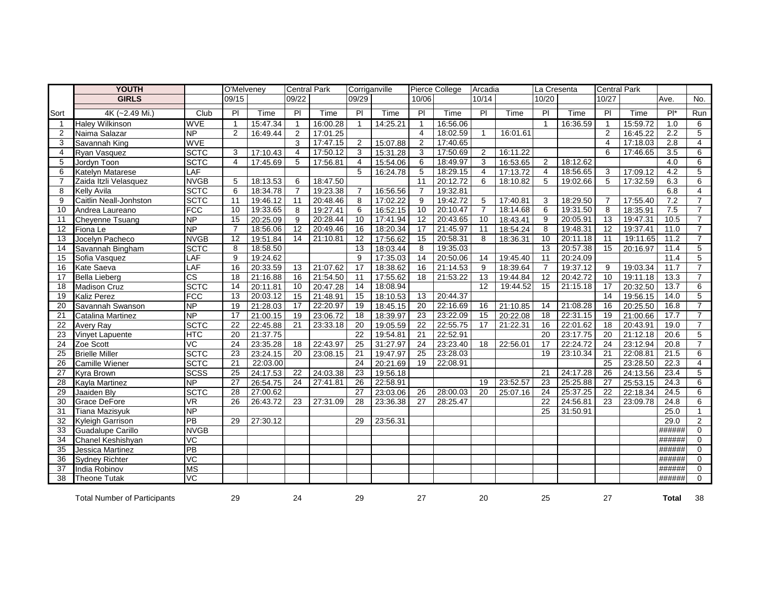| | YOUTH | | O'Melveney | | Central Park | | Corriganville | | Pierce College | | Arcadia | | La Cresenta | | Central Park | | | |
|---|---|---|---|---|---|---|---|---|---|---|---|---|---|---|---|---|---|---|
| | GIRLS | | 09/15 | | 09/22 | | 09/29 | | 10/06 | | 10/14 | | 10/20 | | 10/27 | | Ave. | No. |
| Sort | 4K (~2.49 Mi.) | Club | Pl | Time | Pl | Time | Pl | Time | Pl | Time | Pl | Time | Pl | Time | Pl | Time | Pl* | Run |
| 1 | Haley Wilkinson | WVE | 1 | 15:47.34 | 1 | 16:00.28 | 1 | 14:25.21 | 1 | 16:56.06 | | | 1 | 16:36.59 | 1 | 15:59.72 | 1.0 | 6 |
| 2 | Naima Salazar | NP | 2 | 16:49.44 | 2 | 17:01.25 | | | 4 | 18:02.59 | 1 | 16:01.61 | | | 2 | 16:45.22 | 2.2 | 5 |
| 3 | Savannah King | WVE | | | 3 | 17:47.15 | 2 | 15:07.88 | 2 | 17:40.65 | | | | | 4 | 17:18.03 | 2.8 | 4 |
| 4 | Ryan Vasquez | SCTC | 3 | 17:10.43 | 4 | 17:50.12 | 3 | 15:31.28 | 3 | 17:50.69 | 2 | 16:11.22 | | | 6 | 17:46.65 | 3.5 | 6 |
| 5 | Jordyn Toon | SCTC | 4 | 17:45.69 | 5 | 17:56.81 | 4 | 15:54.06 | 6 | 18:49.97 | 3 | 16:53.65 | 2 | 18:12.62 | | | 4.0 | 6 |
| 6 | Katelyn Matarese | LAF | | | | | 5 | 16:24.78 | 5 | 18:29.15 | 4 | 17:13.72 | 4 | 18:56.65 | 3 | 17:09.12 | 4.2 | 5 |
| 7 | Zaida Itzli Velasquez | NVGB | 5 | 18:13.53 | 6 | 18:47.50 | | | 11 | 20:12.72 | 6 | 18:10.82 | 5 | 19:02.66 | 5 | 17:32.59 | 6.3 | 6 |
| 8 | Kelly Avila | SCTC | 6 | 18:34.78 | 7 | 19:23.38 | 7 | 16:56.56 | 7 | 19:32.81 | | | | | | | 6.8 | 4 |
| 9 | Caitlin Neall-Jonhston | SCTC | 11 | 19:46.12 | 11 | 20:48.46 | 8 | 17:02.22 | 9 | 19:42.72 | 5 | 17:40.81 | 3 | 18:29.50 | 7 | 17:55.40 | 7.2 | 7 |
| 10 | Andrea Laureano | FCC | 10 | 19:33.65 | 8 | 19:27.41 | 6 | 16:52.15 | 10 | 20:10.47 | 7 | 18:14.68 | 6 | 19:31.50 | 8 | 18:35.91 | 7.5 | 7 |
| 11 | Cheyenne Tsuang | NP | 15 | 20:25.09 | 9 | 20:28.44 | 10 | 17:41.94 | 12 | 20:43.65 | 10 | 18:43.41 | 9 | 20:05.91 | 13 | 19:47.31 | 10.5 | 7 |
| 12 | Fiona Le | NP | 7 | 18:56.06 | 12 | 20:49.46 | 16 | 18:20.34 | 17 | 21:45.97 | 11 | 18:54.24 | 8 | 19:48.31 | 12 | 19:37.41 | 11.0 | 7 |
| 13 | Jocelyn Pacheco | NVGB | 12 | 19:51.84 | 14 | 21:10.81 | 12 | 17:56.62 | 15 | 20:58.31 | 8 | 18:36.31 | 10 | 20:11.18 | 11 | 19:11.65 | 11.2 | 7 |
| 14 | Savannah Bingham | SCTC | 8 | 18:58.50 | | | 13 | 18:03.44 | 8 | 19:35.03 | | | 13 | 20:57.38 | 15 | 20:16.97 | 11.4 | 5 |
| 15 | Sofia Vasquez | LAF | 9 | 19:24.62 | | | 9 | 17:35.03 | 14 | 20:50.06 | 14 | 19:45.40 | 11 | 20:24.09 | | | 11.4 | 5 |
| 16 | Kate Saeva | LAF | 16 | 20:33.59 | 13 | 21:07.62 | 17 | 18:38.62 | 16 | 21:14.53 | 9 | 18:39.64 | 7 | 19:37.12 | 9 | 19:03.34 | 11.7 | 7 |
| 17 | Bella Lieberg | CS | 18 | 21:16.88 | 16 | 21:54.50 | 11 | 17:55.62 | 18 | 21:53.22 | 13 | 19:44.84 | 12 | 20:42.72 | 10 | 19:11.18 | 13.3 | 7 |
| 18 | Madison Cruz | SCTC | 14 | 20:11.81 | 10 | 20:47.28 | 14 | 18:08.94 | | | 12 | 19:44.52 | 15 | 21:15.18 | 17 | 20:32.50 | 13.7 | 6 |
| 19 | Kaliz Perez | FCC | 13 | 20:03.12 | 15 | 21:48.91 | 15 | 18:10.53 | 13 | 20:44.37 | | | | | 14 | 19:56.15 | 14.0 | 5 |
| 20 | Savannah Swanson | NP | 19 | 21:28.03 | 17 | 22:20.97 | 19 | 18:45.15 | 20 | 22:16.69 | 16 | 21:10.85 | 14 | 21:08.28 | 16 | 20:25.50 | 16.8 | 7 |
| 21 | Catalina Martinez | NP | 17 | 21:00.15 | 19 | 23:06.72 | 18 | 18:39.97 | 23 | 23:22.09 | 15 | 20:22.08 | 18 | 22:31.15 | 19 | 21:00.66 | 17.7 | 7 |
| 22 | Avery Ray | SCTC | 22 | 22:45.88 | 21 | 23:33.18 | 20 | 19:05.59 | 22 | 22:55.75 | 17 | 21:22.31 | 16 | 22:01.62 | 18 | 20:43.91 | 19.0 | 7 |
| 23 | Vinyet Lapuente | HTC | 20 | 21:37.75 | | | 22 | 19:54.81 | 21 | 22:52.91 | | | 20 | 23:17.75 | 20 | 21:12.18 | 20.6 | 5 |
| 24 | Zoe Scott | VC | 24 | 23:35.28 | 18 | 22:43.97 | 25 | 31:27.97 | 24 | 23:23.40 | 18 | 22:56.01 | 17 | 22:24.72 | 24 | 23:12.94 | 20.8 | 7 |
| 25 | Brielle Miller | SCTC | 23 | 23:24.15 | 20 | 23:08.15 | 21 | 19:47.97 | 25 | 23:28.03 | | | 19 | 23:10.34 | 21 | 22:08.81 | 21.5 | 6 |
| 26 | Camille Wiener | SCTC | 21 | 22:03.00 | | | 24 | 20:21.69 | 19 | 22:08.91 | | | | | 25 | 23:28.50 | 22.3 | 4 |
| 27 | Kyra Brown | SCSS | 25 | 24:17.53 | 22 | 24:03.38 | 23 | 19:56.18 | | | | | 21 | 24:17.28 | 26 | 24:13.56 | 23.4 | 5 |
| 28 | Kayla Martinez | NP | 27 | 26:54.75 | 24 | 27:41.81 | 26 | 22:58.91 | | | 19 | 23:52.57 | 23 | 25:25.88 | 27 | 25:53.15 | 24.3 | 6 |
| 29 | Jaaiden Bly | SCTC | 28 | 27:00.62 | | | 27 | 23:03.06 | 26 | 28:00.03 | 20 | 25:07.16 | 24 | 25:37.25 | 22 | 22:18.34 | 24.5 | 6 |
| 30 | Grace DeFore | VR | 26 | 26:43.72 | 23 | 27:31.09 | 28 | 23:36.38 | 27 | 28:25.47 | | | 22 | 24:56.81 | 23 | 23:09.78 | 24.8 | 6 |
| 31 | Tiana Mazisyuk | NP | | | | | | | | | | | 25 | 31:50.91 | | | 25.0 | 1 |
| 32 | Kyleigh Garrison | PB | 29 | 27:30.12 | | | 29 | 23:56.31 | | | | | | | | | 29.0 | 2 |
| 33 | Guadalupe Carillo | NVGB | | | | | | | | | | | | | | | ###### | 0 |
| 34 | Chanel Keshishyan | VC | | | | | | | | | | | | | | | ###### | 0 |
| 35 | Jessica Martinez | PB | | | | | | | | | | | | | | | ###### | 0 |
| 36 | Sydney Richter | VC | | | | | | | | | | | | | | | ###### | 0 |
| 37 | India Robinov | MS | | | | | | | | | | | | | | | ###### | 0 |
| 38 | Theone Tutak | VC | | | | | | | | | | | | | | | ###### | 0 |
| | Total Number of Participants | | 29 | | 24 | | 29 | | 27 | | 20 | | 25 | | 27 | | **Total** | 38 |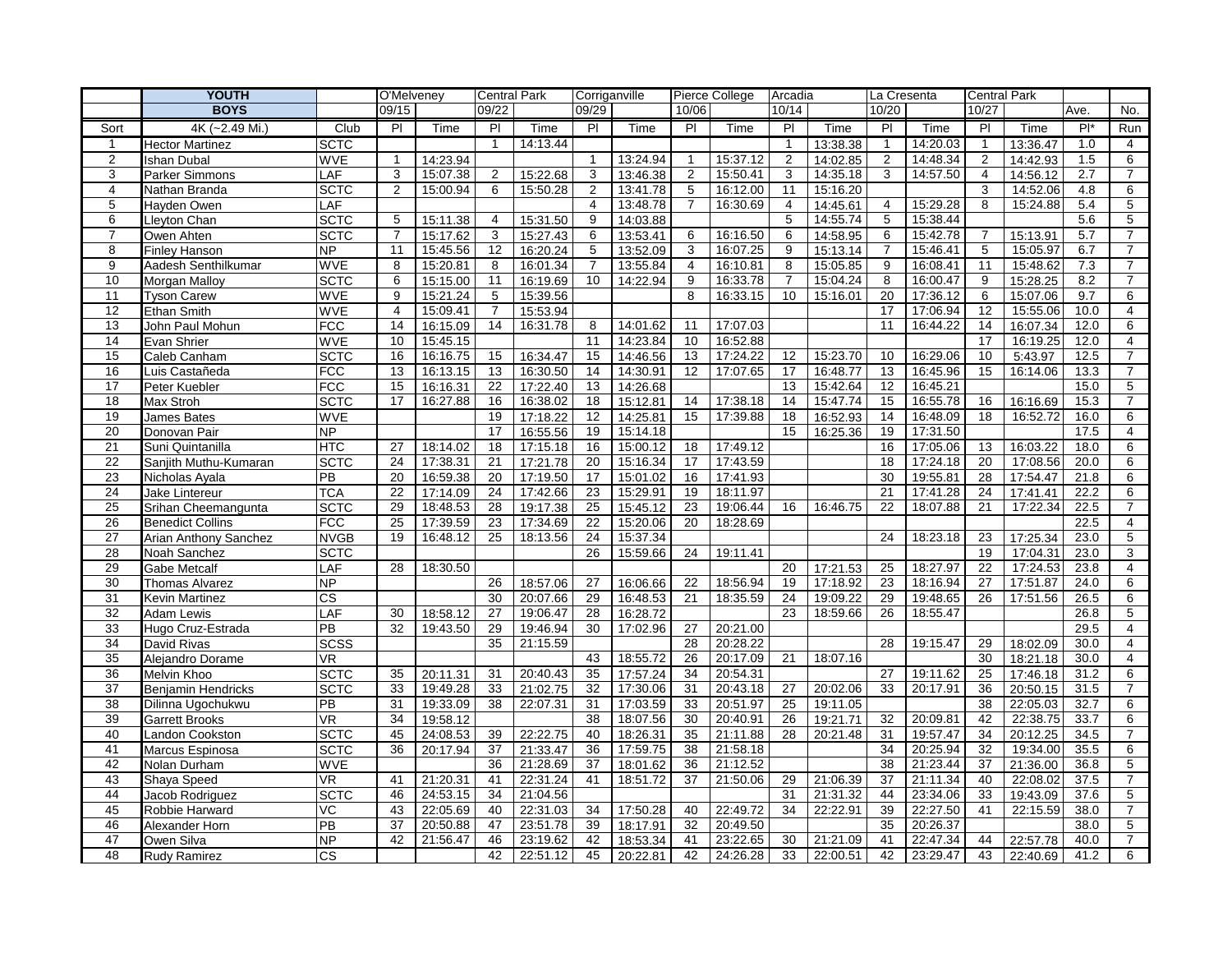| | YOUTH | | O'Melveney | | Central Park | | Corriganville | | Pierce College | | Arcadia | | La Cresenta | | Central Park | | | |
|---|---|---|---|---|---|---|---|---|---|---|---|---|---|---|---|---|---|---|
| | BOYS | | 09/15 | | 09/22 | | 09/29 | | 10/06 | | 10/14 | | 10/20 | | 10/27 | | Ave. | No. |
| Sort | 4K (~2.49 Mi.) | Club | Pl | Time | Pl | Time | Pl | Time | Pl | Time | Pl | Time | Pl | Time | Pl | Time | Pl* | Run |
| 1 | Hector Martinez | SCTC | | | 1 | 14:13.44 | | | | | 1 | 13:38.38 | 1 | 14:20.03 | 1 | 13:36.47 | 1.0 | 4 |
| 2 | Ishan Dubal | WVE | 1 | 14:23.94 | | | 1 | 13:24.94 | 1 | 15:37.12 | 2 | 14:02.85 | 2 | 14:48.34 | 2 | 14:42.93 | 1.5 | 6 |
| 3 | Parker Simmons | LAF | 3 | 15:07.38 | 2 | 15:22.68 | 3 | 13:46.38 | 2 | 15:50.41 | 3 | 14:35.18 | 3 | 14:57.50 | 4 | 14:56.12 | 2.7 | 7 |
| 4 | Nathan Branda | SCTC | 2 | 15:00.94 | 6 | 15:50.28 | 2 | 13:41.78 | 5 | 16:12.00 | 11 | 15:16.20 | | | 3 | 14:52.06 | 4.8 | 6 |
| 5 | Hayden Owen | LAF | | | | | 4 | 13:48.78 | 7 | 16:30.69 | 4 | 14:45.61 | 4 | 15:29.28 | 8 | 15:24.88 | 5.4 | 5 |
| 6 | Lleyton Chan | SCTC | 5 | 15:11.38 | 4 | 15:31.50 | 9 | 14:03.88 | | | 5 | 14:55.74 | 5 | 15:38.44 | | | 5.6 | 5 |
| 7 | Owen Ahten | SCTC | 7 | 15:17.62 | 3 | 15:27.43 | 6 | 13:53.41 | 6 | 16:16.50 | 6 | 14:58.95 | 6 | 15:42.78 | 7 | 15:13.91 | 5.7 | 7 |
| 8 | Finley Hanson | NP | 11 | 15:45.56 | 12 | 16:20.24 | 5 | 13:52.09 | 3 | 16:07.25 | 9 | 15:13.14 | 7 | 15:46.41 | 5 | 15:05.97 | 6.7 | 7 |
| 9 | Aadesh Senthilkumar | WVE | 8 | 15:20.81 | 8 | 16:01.34 | 7 | 13:55.84 | 4 | 16:10.81 | 8 | 15:05.85 | 9 | 16:08.41 | 11 | 15:48.62 | 7.3 | 7 |
| 10 | Morgan Malloy | SCTC | 6 | 15:15.00 | 11 | 16:19.69 | 10 | 14:22.94 | 9 | 16:33.78 | 7 | 15:04.24 | 8 | 16:00.47 | 9 | 15:28.25 | 8.2 | 7 |
| 11 | Tyson Carew | WVE | 9 | 15:21.24 | 5 | 15:39.56 | | | 8 | 16:33.15 | 10 | 15:16.01 | 20 | 17:36.12 | 6 | 15:07.06 | 9.7 | 6 |
| 12 | Ethan Smith | WVE | 4 | 15:09.41 | 7 | 15:53.94 | | | | | | | 17 | 17:06.94 | 12 | 15:55.06 | 10.0 | 4 |
| 13 | John Paul Mohun | FCC | 14 | 16:15.09 | 14 | 16:31.78 | 8 | 14:01.62 | 11 | 17:07.03 | | | 11 | 16:44.22 | 14 | 16:07.34 | 12.0 | 6 |
| 14 | Evan Shrier | WVE | 10 | 15:45.15 | | | 11 | 14:23.84 | 10 | 16:52.88 | | | | | 17 | 16:19.25 | 12.0 | 4 |
| 15 | Caleb Canham | SCTC | 16 | 16:16.75 | 15 | 16:34.47 | 15 | 14:46.56 | 13 | 17:24.22 | 12 | 15:23.70 | 10 | 16:29.06 | 10 | 5:43.97 | 12.5 | 7 |
| 16 | Luis Castañeda | FCC | 13 | 16:13.15 | 13 | 16:30.50 | 14 | 14:30.91 | 12 | 17:07.65 | 17 | 16:48.77 | 13 | 16:45.96 | 15 | 16:14.06 | 13.3 | 7 |
| 17 | Peter Kuebler | FCC | 15 | 16:16.31 | 22 | 17:22.40 | 13 | 14:26.68 | | | 13 | 15:42.64 | 12 | 16:45.21 | | | 15.0 | 5 |
| 18 | Max Stroh | SCTC | 17 | 16:27.88 | 16 | 16:38.02 | 18 | 15:12.81 | 14 | 17:38.18 | 14 | 15:47.74 | 15 | 16:55.78 | 16 | 16:16.69 | 15.3 | 7 |
| 19 | James Bates | WVE | | | 19 | 17:18.22 | 12 | 14:25.81 | 15 | 17:39.88 | 18 | 16:52.93 | 14 | 16:48.09 | 18 | 16:52.72 | 16.0 | 6 |
| 20 | Donovan Pair | NP | | | 17 | 16:55.56 | 19 | 15:14.18 | | | 15 | 16:25.36 | 19 | 17:31.50 | | | 17.5 | 4 |
| 21 | Suni Quintanilla | HTC | 27 | 18:14.02 | 18 | 17:15.18 | 16 | 15:00.12 | 18 | 17:49.12 | | | 16 | 17:05.06 | 13 | 16:03.22 | 18.0 | 6 |
| 22 | Sanjith Muthu-Kumaran | SCTC | 24 | 17:38.31 | 21 | 17:21.78 | 20 | 15:16.34 | 17 | 17:43.59 | | | 18 | 17:24.18 | 20 | 17:08.56 | 20.0 | 6 |
| 23 | Nicholas Ayala | PB | 20 | 16:59.38 | 20 | 17:19.50 | 17 | 15:01.02 | 16 | 17:41.93 | | | 30 | 19:55.81 | 28 | 17:54.47 | 21.8 | 6 |
| 24 | Jake Lintereur | TCA | 22 | 17:14.09 | 24 | 17:42.66 | 23 | 15:29.91 | 19 | 18:11.97 | | | 21 | 17:41.28 | 24 | 17:41.41 | 22.2 | 6 |
| 25 | Srihan Cheemangunta | SCTC | 29 | 18:48.53 | 28 | 19:17.38 | 25 | 15:45.12 | 23 | 19:06.44 | 16 | 16:46.75 | 22 | 18:07.88 | 21 | 17:22.34 | 22.5 | 7 |
| 26 | Benedict Collins | FCC | 25 | 17:39.59 | 23 | 17:34.69 | 22 | 15:20.06 | 20 | 18:28.69 | | | | | | | 22.5 | 4 |
| 27 | Arian Anthony Sanchez | NVGB | 19 | 16:48.12 | 25 | 18:13.56 | 24 | 15:37.34 | | | | | 24 | 18:23.18 | 23 | 17:25.34 | 23.0 | 5 |
| 28 | Noah Sanchez | SCTC | | | | | 26 | 15:59.66 | 24 | 19:11.41 | | | | | 19 | 17:04.31 | 23.0 | 3 |
| 29 | Gabe Metcalf | LAF | 28 | 18:30.50 | | | | | | | 20 | 17:21.53 | 25 | 18:27.97 | 22 | 17:24.53 | 23.8 | 4 |
| 30 | Thomas Alvarez | NP | | | 26 | 18:57.06 | 27 | 16:06.66 | 22 | 18:56.94 | 19 | 17:18.92 | 23 | 18:16.94 | 27 | 17:51.87 | 24.0 | 6 |
| 31 | Kevin Martinez | CS | | | 30 | 20:07.66 | 29 | 16:48.53 | 21 | 18:35.59 | 24 | 19:09.22 | 29 | 19:48.65 | 26 | 17:51.56 | 26.5 | 6 |
| 32 | Adam Lewis | LAF | 30 | 18:58.12 | 27 | 19:06.47 | 28 | 16:28.72 | | | 23 | 18:59.66 | 26 | 18:55.47 | | | 26.8 | 5 |
| 33 | Hugo Cruz-Estrada | PB | 32 | 19:43.50 | 29 | 19:46.94 | 30 | 17:02.96 | 27 | 20:21.00 | | | | | | | 29.5 | 4 |
| 34 | David Rivas | SCSS | | | 35 | 21:15.59 | | | 28 | 20:28.22 | | | 28 | 19:15.47 | 29 | 18:02.09 | 30.0 | 4 |
| 35 | Alejandro Dorame | VR | | | | | 43 | 18:55.72 | 26 | 20:17.09 | 21 | 18:07.16 | | | 30 | 18:21.18 | 30.0 | 4 |
| 36 | Melvin Khoo | SCTC | 35 | 20:11.31 | 31 | 20:40.43 | 35 | 17:57.24 | 34 | 20:54.31 | | | 27 | 19:11.62 | 25 | 17:46.18 | 31.2 | 6 |
| 37 | Benjamin Hendricks | SCTC | 33 | 19:49.28 | 33 | 21:02.75 | 32 | 17:30.06 | 31 | 20:43.18 | 27 | 20:02.06 | 33 | 20:17.91 | 36 | 20:50.15 | 31.5 | 7 |
| 38 | Dilinna Ugochukwu | PB | 31 | 19:33.09 | 38 | 22:07.31 | 31 | 17:03.59 | 33 | 20:51.97 | 25 | 19:11.05 | | | 38 | 22:05.03 | 32.7 | 6 |
| 39 | Garrett Brooks | VR | 34 | 19:58.12 | | | 38 | 18:07.56 | 30 | 20:40.91 | 26 | 19:21.71 | 32 | 20:09.81 | 42 | 22:38.75 | 33.7 | 6 |
| 40 | Landon Cookston | SCTC | 45 | 24:08.53 | 39 | 22:22.75 | 40 | 18:26.31 | 35 | 21:11.88 | 28 | 20:21.48 | 31 | 19:57.47 | 34 | 20:12.25 | 34.5 | 7 |
| 41 | Marcus Espinosa | SCTC | 36 | 20:17.94 | 37 | 21:33.47 | 36 | 17:59.75 | 38 | 21:58.18 | | | 34 | 20:25.94 | 32 | 19:34.00 | 35.5 | 6 |
| 42 | Nolan Durham | WVE | | | 36 | 21:28.69 | 37 | 18:01.62 | 36 | 21:12.52 | | | 38 | 21:23.44 | 37 | 21:36.00 | 36.8 | 5 |
| 43 | Shaya Speed | VR | 41 | 21:20.31 | 41 | 22:31.24 | 41 | 18:51.72 | 37 | 21:50.06 | 29 | 21:06.39 | 37 | 21:11.34 | 40 | 22:08.02 | 37.5 | 7 |
| 44 | Jacob Rodriguez | SCTC | 46 | 24:53.15 | 34 | 21:04.56 | | | | | 31 | 21:31.32 | 44 | 23:34.06 | 33 | 19:43.09 | 37.6 | 5 |
| 45 | Robbie Harward | VC | 43 | 22:05.69 | 40 | 22:31.03 | 34 | 17:50.28 | 40 | 22:49.72 | 34 | 22:22.91 | 39 | 22:27.50 | 41 | 22:15.59 | 38.0 | 7 |
| 46 | Alexander Horn | PB | 37 | 20:50.88 | 47 | 23:51.78 | 39 | 18:17.91 | 32 | 20:49.50 | | | 35 | 20:26.37 | | | 38.0 | 5 |
| 47 | Owen Silva | NP | 42 | 21:56.47 | 46 | 23:19.62 | 42 | 18:53.34 | 41 | 23:22.65 | 30 | 21:21.09 | 41 | 22:47.34 | 44 | 22:57.78 | 40.0 | 7 |
| 48 | Rudy Ramirez | CS | | | 42 | 22:51.12 | 45 | 20:22.81 | 42 | 24:26.28 | 33 | 22:00.51 | 42 | 23:29.47 | 43 | 22:40.69 | 41.2 | 6 |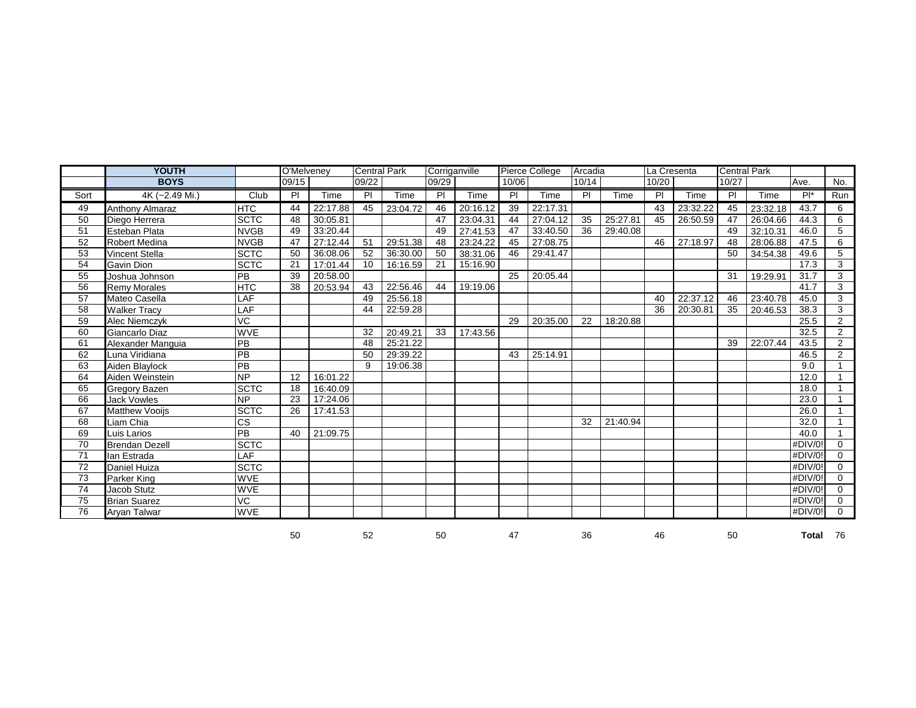| | YOUTH | | O'Melveney | | Central Park | | Corriganville | | Pierce College | | Arcadia | | La Cresenta | | Central Park | | | |
|---|---|---|---|---|---|---|---|---|---|---|---|---|---|---|---|---|---|---|
| | BOYS | | 09/15 | | 09/22 | | 09/29 | | 10/06 | | 10/14 | | 10/20 | | 10/27 | | Ave. | No. |
| Sort | 4K (~2.49 Mi.) | Club | Pl | Time | Pl | Time | Pl | Time | Pl | Time | Pl | Time | Pl | Time | Pl | Time | Pl* | Run |
| 49 | Anthony Almaraz | HTC | 44 | 22:17.88 | 45 | 23:04.72 | 46 | 20:16.12 | 39 | 22:17.31 | | | 43 | 23:32.22 | 45 | 23:32.18 | 43.7 | 6 |
| 50 | Diego Herrera | SCTC | 48 | 30:05.81 | | | 47 | 23:04.31 | 44 | 27:04.12 | 35 | 25:27.81 | 45 | 26:50.59 | 47 | 26:04.66 | 44.3 | 6 |
| 51 | Esteban Plata | NVGB | 49 | 33:20.44 | | | 49 | 27:41.53 | 47 | 33:40.50 | 36 | 29:40.08 | | | 49 | 32:10.31 | 46.0 | 5 |
| 52 | Robert Medina | NVGB | 47 | 27:12.44 | 51 | 29:51.38 | 48 | 23:24.22 | 45 | 27:08.75 | | | 46 | 27:18.97 | 48 | 28:06.88 | 47.5 | 6 |
| 53 | Vincent Stella | SCTC | 50 | 36:08.06 | 52 | 36:30.00 | 50 | 38:31.06 | 46 | 29:41.47 | | | | | 50 | 34:54.38 | 49.6 | 5 |
| 54 | Gavin Dion | SCTC | 21 | 17:01.44 | 10 | 16:16.59 | 21 | 15:16.90 | | | | | | | | | 17.3 | 3 |
| 55 | Joshua Johnson | PB | 39 | 20:58.00 | | | | | 25 | 20:05.44 | | | | | 31 | 19:29.91 | 31.7 | 3 |
| 56 | Remy Morales | HTC | 38 | 20:53.94 | 43 | 22:56.46 | 44 | 19:19.06 | | | | | | | | | 41.7 | 3 |
| 57 | Mateo Casella | LAF | | | 49 | 25:56.18 | | | | | | | 40 | 22:37.12 | 46 | 23:40.78 | 45.0 | 3 |
| 58 | Walker Tracy | LAF | | | 44 | 22:59.28 | | | | | | | 36 | 20:30.81 | 35 | 20:46.53 | 38.3 | 3 |
| 59 | Alec Niemczyk | VC | | | | | | | 29 | 20:35.00 | 22 | 18:20.88 | | | | | 25.5 | 2 |
| 60 | Giancarlo Diaz | WVE | | | 32 | 20:49.21 | 33 | 17:43.56 | | | | | | | | | 32.5 | 2 |
| 61 | Alexander Manguia | PB | | | 48 | 25:21.22 | | | | | | | | | 39 | 22:07.44 | 43.5 | 2 |
| 62 | Luna Viridiana | PB | | | 50 | 29:39.22 | | | 43 | 25:14.91 | | | | | | | 46.5 | 2 |
| 63 | Aiden Blaylock | PB | | | 9 | 19:06.38 | | | | | | | | | | | 9.0 | 1 |
| 64 | Aiden Weinstein | NP | 12 | 16:01.22 | | | | | | | | | | | | | 12.0 | 1 |
| 65 | Gregory Bazen | SCTC | 18 | 16:40.09 | | | | | | | | | | | | | 18.0 | 1 |
| 66 | Jack Vowles | NP | 23 | 17:24.06 | | | | | | | | | | | | | 23.0 | 1 |
| 67 | Matthew Vooijs | SCTC | 26 | 17:41.53 | | | | | | | | | | | | | 26.0 | 1 |
| 68 | Liam Chia | CS | | | | | | | | | 32 | 21:40.94 | | | | | 32.0 | 1 |
| 69 | Luis Larios | PB | 40 | 21:09.75 | | | | | | | | | | | | | 40.0 | 1 |
| 70 | Brendan Dezell | SCTC | | | | | | | | | | | | | | | #DIV/0! | 0 |
| 71 | Ian Estrada | LAF | | | | | | | | | | | | | | | #DIV/0! | 0 |
| 72 | Daniel Huiza | SCTC | | | | | | | | | | | | | | | #DIV/0! | 0 |
| 73 | Parker King | WVE | | | | | | | | | | | | | | | #DIV/0! | 0 |
| 74 | Jacob Stutz | WVE | | | | | | | | | | | | | | | #DIV/0! | 0 |
| 75 | Brian Suarez | VC | | | | | | | | | | | | | | | #DIV/0! | 0 |
| 76 | Aryan Talwar | WVE | | | | | | | | | | | | | | | #DIV/0! | 0 |
| | | | 50 | | 52 | | 50 | | 47 | | 36 | | 46 | | 50 | | **Total** | 76 |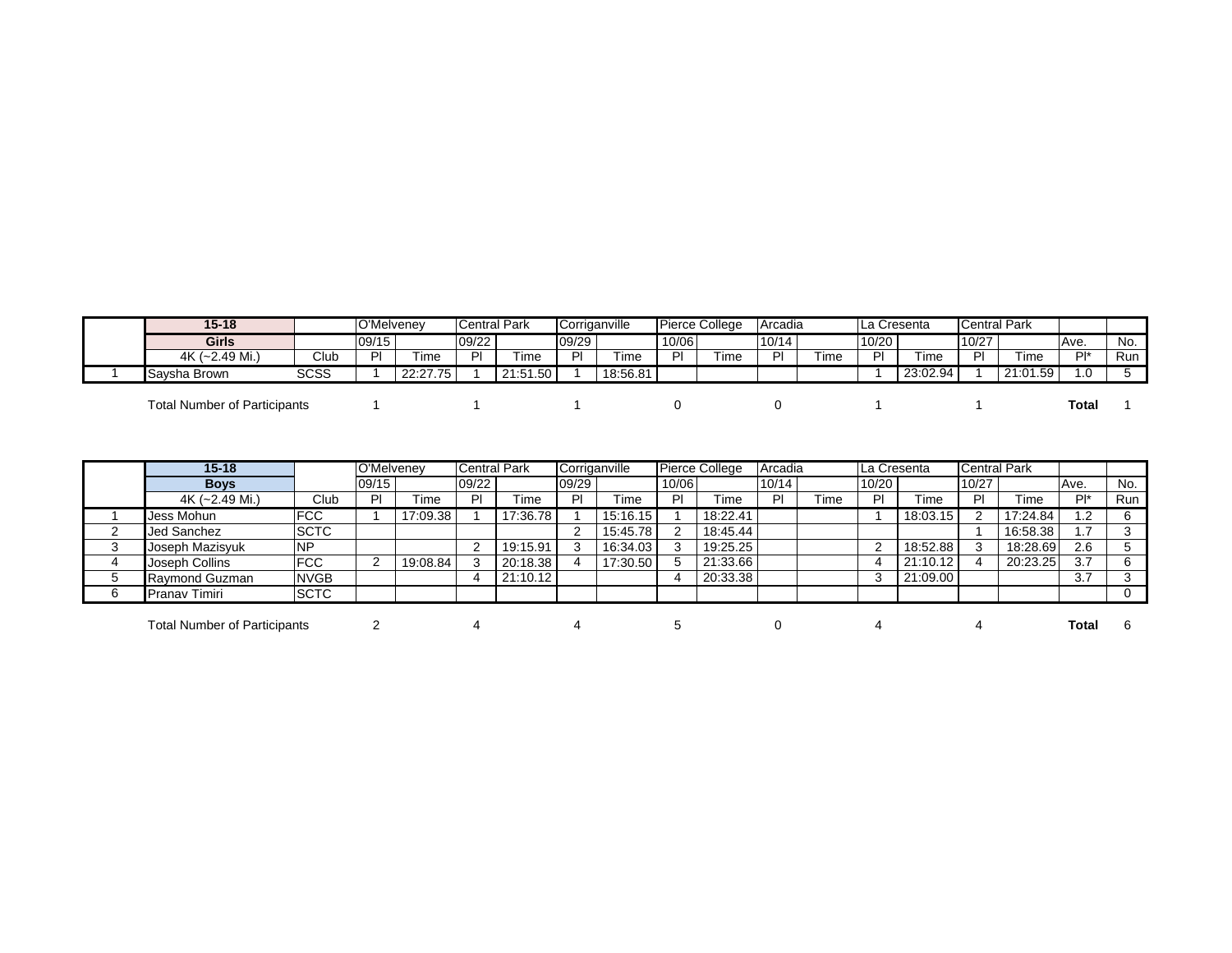| | 15-18 | | O'Melveney | | Central Park | | Corriganville | | Pierce College | | Arcadia | | La Cresenta | | Central Park | | | |
|---|---|---|---|---|---|---|---|---|---|---|---|---|---|---|---|---|---|---|
| | **Girls** | | 09/15 | | 09/22 | | 09/29 | | 10/06 | | 10/14 | | 10/20 | | 10/27 | | Ave. | No. |
| | 4K (~2.49 Mi.) | Club | Pl | Time | Pl | Time | Pl | Time | Pl | Time | Pl | Time | Pl | Time | Pl | Time | Pl* | Run |
| 1 | Saysha Brown | SCSS | 1 | 22:27.75 | 1 | 21:51.50 | 1 | 18:56.81 | | | | | 1 | 23:02.94 | 1 | 21:01.59 | 1.0 | 5 |

| | | | | | | | | | |
|---|---|---|---|---|---|---|---|---|---|
| Total Number of Participants | 1 | 1 | 1 | 0 | 0 | 1 | 1 | **Total** | 1 |

| | 15-18 | | O'Melveney | | Central Park | | Corriganville | | Pierce College | | Arcadia | | La Cresenta | | Central Park | | | |
|---|---|---|---|---|---|---|---|---|---|---|---|---|---|---|---|---|---|---|
| | **Boys** | | 09/15 | | 09/22 | | 09/29 | | 10/06 | | 10/14 | | 10/20 | | 10/27 | | Ave. | No. |
| | 4K (~2.49 Mi.) | Club | Pl | Time | Pl | Time | Pl | Time | Pl | Time | Pl | Time | Pl | Time | Pl | Time | Pl* | Run |
| 1 | Jess Mohun | FCC | 1 | 17:09.38 | 1 | 17:36.78 | 1 | 15:16.15 | 1 | 18:22.41 | | | 1 | 18:03.15 | 2 | 17:24.84 | 1.2 | 6 |
| 2 | Jed Sanchez | SCTC | | | | | 2 | 15:45.78 | 2 | 18:45.44 | | | | | 1 | 16:58.38 | 1.7 | 3 |
| 3 | Joseph Mazisyuk | NP | | | 2 | 19:15.91 | 3 | 16:34.03 | 3 | 19:25.25 | | | 2 | 18:52.88 | 3 | 18:28.69 | 2.6 | 5 |
| 4 | Joseph Collins | FCC | 2 | 19:08.84 | 3 | 20:18.38 | 4 | 17:30.50 | 5 | 21:33.66 | | | 4 | 21:10.12 | 4 | 20:23.25 | 3.7 | 6 |
| 5 | Raymond Guzman | NVGB | | | 4 | 21:10.12 | | | 4 | 20:33.38 | | | 3 | 21:09.00 | | | 3.7 | 3 |
| 6 | Pranav Timiri | SCTC | | | | | | | | | | | | | | | | 0 |

| | | | | | | | | | |
|---|---|---|---|---|---|---|---|---|---|
| Total Number of Participants | 2 | 4 | 4 | 5 | 0 | 4 | 4 | **Total** | 6 |